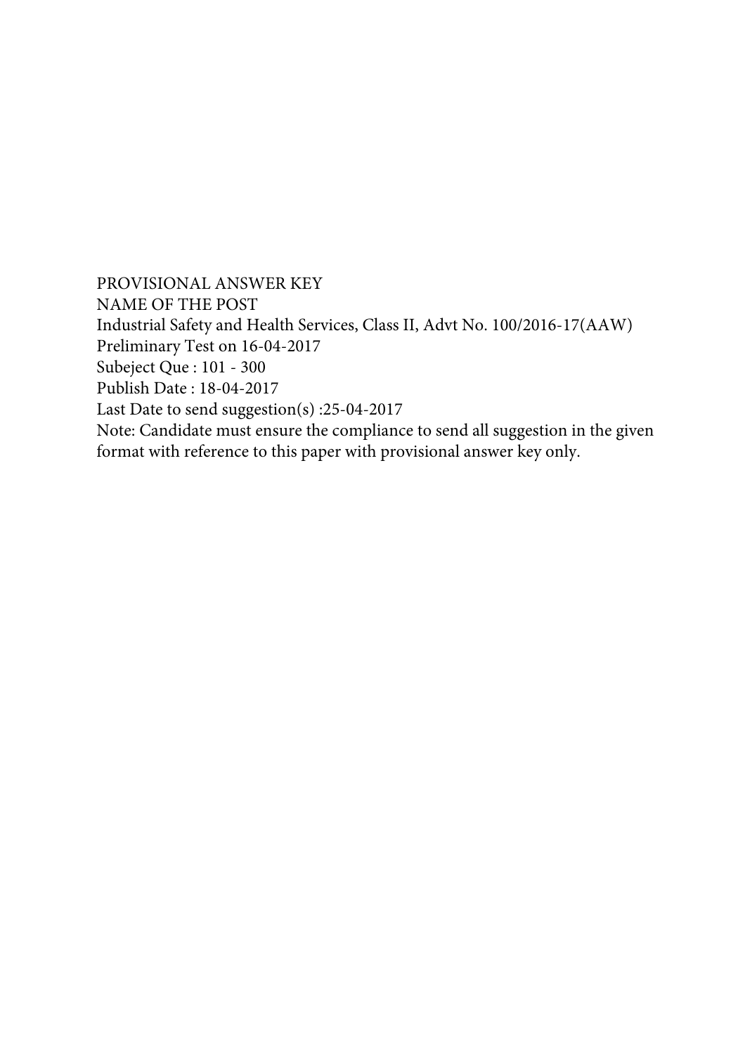PROVISIONAL ANSWER KEY

NAME OF THE POST

Industrial Safety and Health Services, Class II, Advt No. 100/2016-17(AAW)

Preliminary Test on 16-04-2017

Subeject Que : 101 - 300

Publish Date : 18-04-2017

Last Date to send suggestion(s) :25-04-2017

Note: Candidate must ensure the compliance to send all suggestion in the given format with reference to this paper with provisional answer key only.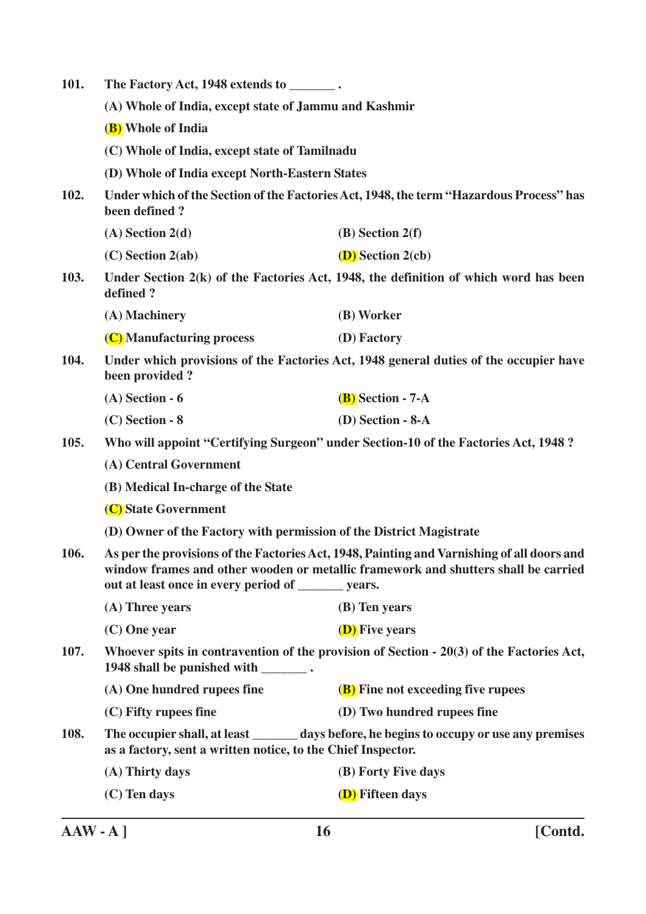**101.** The Factory Act, 1948 extends to _______ .

(A) Whole of India, except state of Jammu and Kashmir

(B) Whole of India

(C) Whole of India, except state of Tamilnadu

(D) Whole of India except North-Eastern States

**102.** Under which of the Section of the Factories Act, 1948, the term "Hazardous Process" has been defined ?

(A) Section 2(d)

(B) Section 2(f)

(C) Section 2(ab)

(D) Section 2(cb)

**103.** Under Section 2(k) of the Factories Act, 1948, the definition of which word has been defined ?

(A) Machinery

(B) Worker

(C) Manufacturing process

(D) Factory

**104.** Under which provisions of the Factories Act, 1948 general duties of the occupier have been provided ?

(A) Section - 6

(B) Section - 7-A

(C) Section - 8

(D) Section - 8-A

**105.** Who will appoint "Certifying Surgeon" under Section-10 of the Factories Act, 1948 ?

(A) Central Government

(B) Medical In-charge of the State

(C) State Government

(D) Owner of the Factory with permission of the District Magistrate

**106.** As per the provisions of the Factories Act, 1948, Painting and Varnishing of all doors and window frames and other wooden or metallic framework and shutters shall be carried out at least once in every period of _______ years.

(A) Three years

(B) Ten years

(C) One year

(D) Five years

**107.** Whoever spits in contravention of the provision of Section - 20(3) of the Factories Act, 1948 shall be punished with _______ .

(A) One hundred rupees fine

(B) Fine not exceeding five rupees

(C) Fifty rupees fine

(D) Two hundred rupees fine

**108.** The occupier shall, at least _______ days before, he begins to occupy or use any premises as a factory, sent a written notice, to the Chief Inspector.

(A) Thirty days

(B) Forty Five days

(C) Ten days

(D) Fifteen days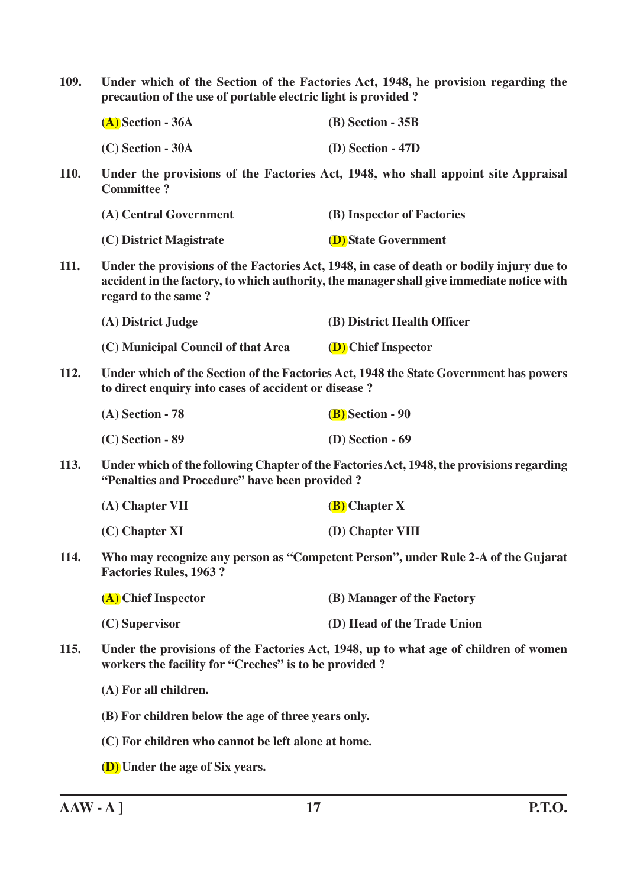**109. Under which of the Section of the Factories Act, 1948, he provision regarding the precaution of the use of portable electric light is provided ?**

**(A) Section - 36A** | **(B) Section - 35B**

**(C) Section - 30A** | **(D) Section - 47D**

**110. Under the provisions of the Factories Act, 1948, who shall appoint site Appraisal Committee ?**

**(A) Central Government** | **(B) Inspector of Factories**

**(C) District Magistrate** | **(D) State Government**

**111. Under the provisions of the Factories Act, 1948, in case of death or bodily injury due to accident in the factory, to which authority, the manager shall give immediate notice with regard to the same ?**

**(A) District Judge** | **(B) District Health Officer**

**(C) Municipal Council of that Area** | **(D) Chief Inspector**

**112. Under which of the Section of the Factories Act, 1948 the State Government has powers to direct enquiry into cases of accident or disease ?**

**(A) Section - 78** | **(B) Section - 90**

**(C) Section - 89** | **(D) Section - 69**

**113. Under which of the following Chapter of the Factories Act, 1948, the provisions regarding "Penalties and Procedure" have been provided ?**

**(A) Chapter VII** | **(B) Chapter X**

**(C) Chapter XI** | **(D) Chapter VIII**

**114. Who may recognize any person as "Competent Person", under Rule 2-A of the Gujarat Factories Rules, 1963 ?**

**(A) Chief Inspector** | **(B) Manager of the Factory**

**(C) Supervisor** | **(D) Head of the Trade Union**

**115. Under the provisions of the Factories Act, 1948, up to what age of children of women workers the facility for "Creches" is to be provided ?**

**(A) For all children.**

**(B) For children below the age of three years only.**

**(C) For children who cannot be left alone at home.**

**(D) Under the age of Six years.**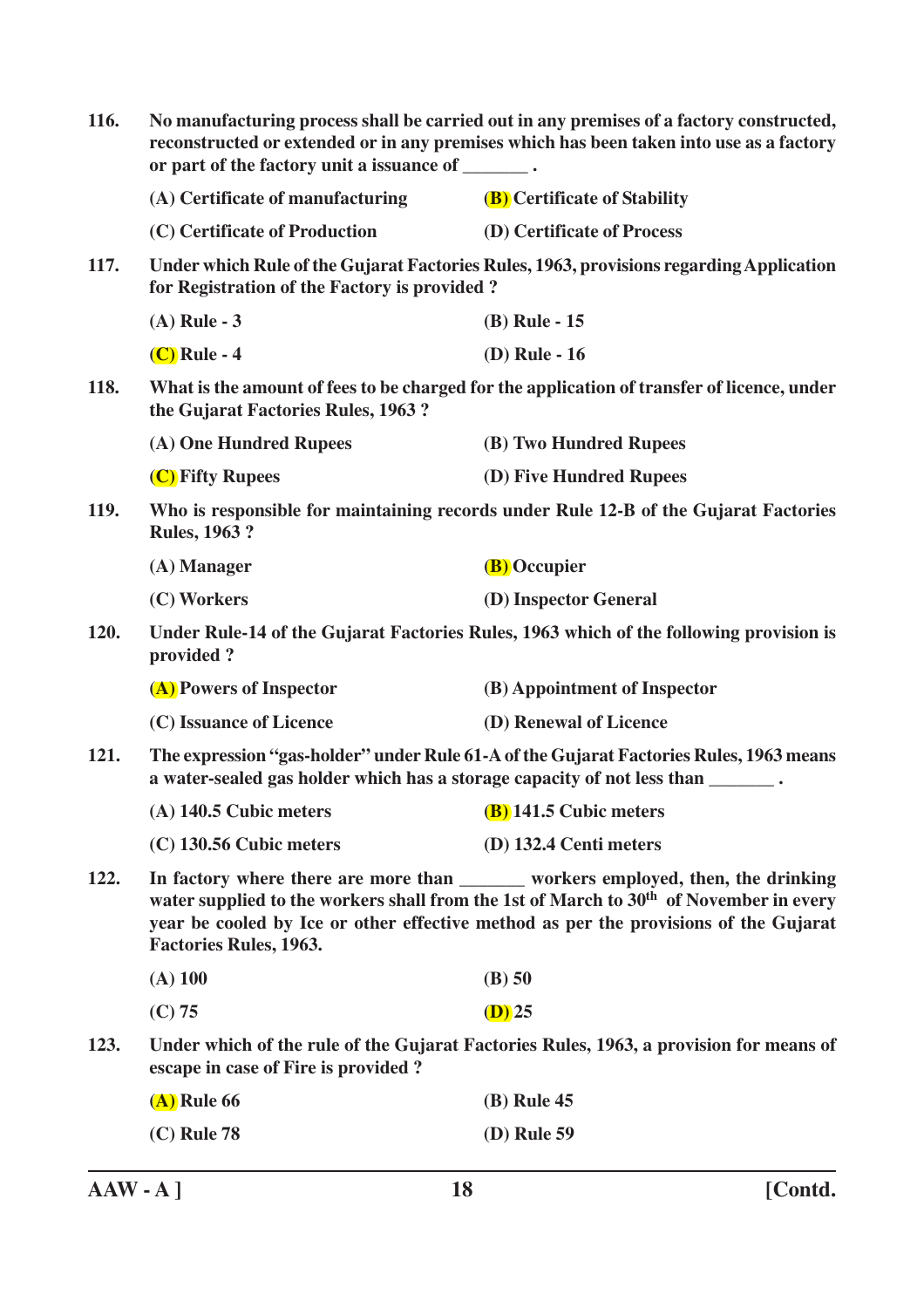**116.** **No manufacturing process shall be carried out in any premises of a factory constructed, reconstructed or extended or in any premises which has been taken into use as a factory or part of the factory unit a issuance of _______ .**

(A) Certificate of manufacturing

(B) Certificate of Stability

(C) Certificate of Production

(D) Certificate of Process

**117.** **Under which Rule of the Gujarat Factories Rules, 1963, provisions regarding Application for Registration of the Factory is provided ?**

(A) Rule - 3

(B) Rule - 15

(C) Rule - 4

(D) Rule - 16

**118.** **What is the amount of fees to be charged for the application of transfer of licence, under the Gujarat Factories Rules, 1963 ?**

(A) One Hundred Rupees

(B) Two Hundred Rupees

(C) Fifty Rupees

(D) Five Hundred Rupees

**119.** **Who is responsible for maintaining records under Rule 12-B of the Gujarat Factories Rules, 1963 ?**

(A) Manager

(B) Occupier

(C) Workers

(D) Inspector General

**120.** **Under Rule-14 of the Gujarat Factories Rules, 1963 which of the following provision is provided ?**

(A) Powers of Inspector

(B) Appointment of Inspector

(C) Issuance of Licence

(D) Renewal of Licence

**121.** **The expression "gas-holder" under Rule 61-A of the Gujarat Factories Rules, 1963 means a water-sealed gas holder which has a storage capacity of not less than _______ .**

(A) 140.5 Cubic meters

(B) 141.5 Cubic meters

(C) 130.56 Cubic meters

(D) 132.4 Centi meters

**122.** **In factory where there are more than _______ workers employed, then, the drinking water supplied to the workers shall from the 1st of March to 30th of November in every year be cooled by Ice or other effective method as per the provisions of the Gujarat Factories Rules, 1963.**

(A) 100

(B) 50

(C) 75

(D) 25

**123.** **Under which of the rule of the Gujarat Factories Rules, 1963, a provision for means of escape in case of Fire is provided ?**

(A) Rule 66

(B) Rule 45

(C) Rule 78

(D) Rule 59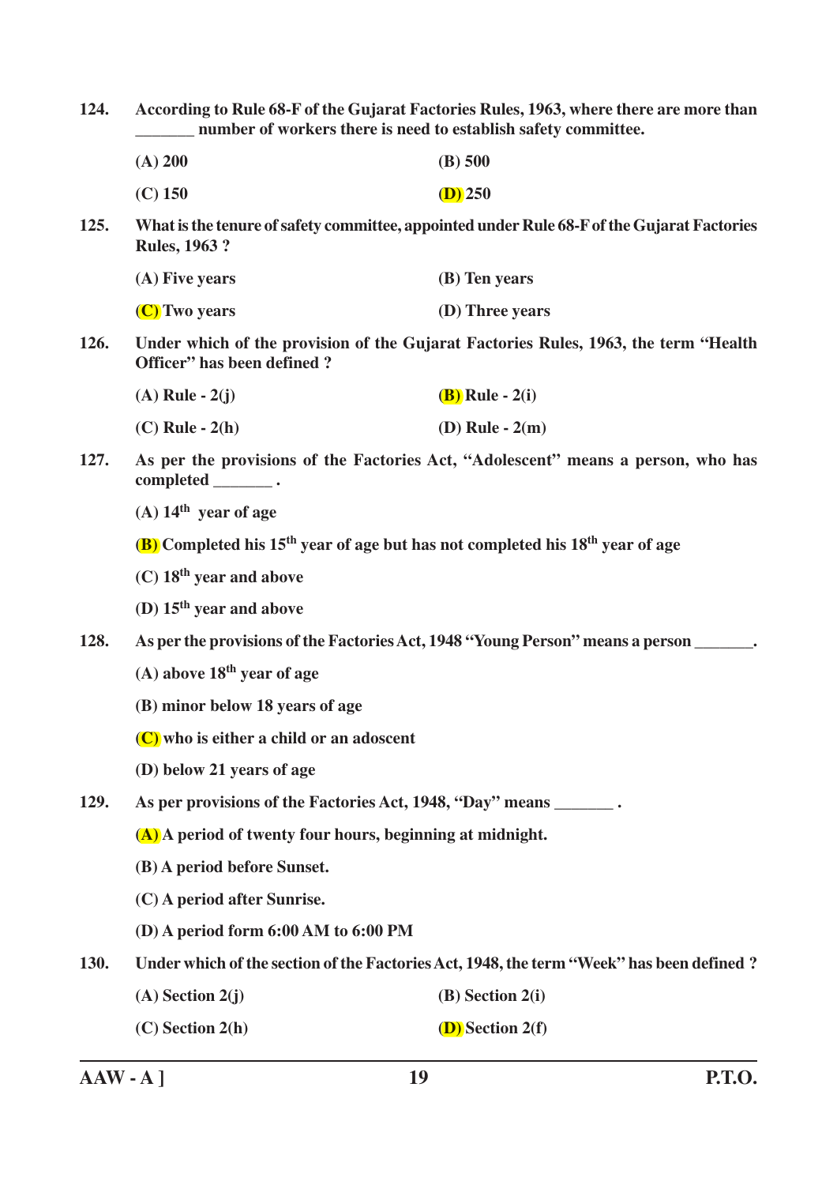**124. According to Rule 68-F of the Gujarat Factories Rules, 1963, where there are more than _______ number of workers there is need to establish safety committee.**

(A) 200 (B) 500

(C) 150 (D) 250

**125. What is the tenure of safety committee, appointed under Rule 68-F of the Gujarat Factories Rules, 1963 ?**

(A) Five years (B) Ten years

(C) Two years (D) Three years

**126. Under which of the provision of the Gujarat Factories Rules, 1963, the term "Health Officer" has been defined ?**

(A) Rule - 2(j) (B) Rule - 2(i)

(C) Rule - 2(h) (D) Rule - 2(m)

**127. As per the provisions of the Factories Act, "Adolescent" means a person, who has completed _______ .**

(A) 14th year of age

(B) Completed his 15th year of age but has not completed his 18th year of age

(C) 18th year and above

(D) 15th year and above

**128. As per the provisions of the Factories Act, 1948 "Young Person" means a person _______.**

(A) above 18th year of age

(B) minor below 18 years of age

(C) who is either a child or an adoscent

(D) below 21 years of age

**129. As per provisions of the Factories Act, 1948, "Day" means _______ .**

(A) A period of twenty four hours, beginning at midnight.

(B) A period before Sunset.

(C) A period after Sunrise.

(D) A period form 6:00 AM to 6:00 PM

**130. Under which of the section of the Factories Act, 1948, the term "Week" has been defined ?**

(A) Section 2(j) (B) Section 2(i)

(C) Section 2(h) (D) Section 2(f)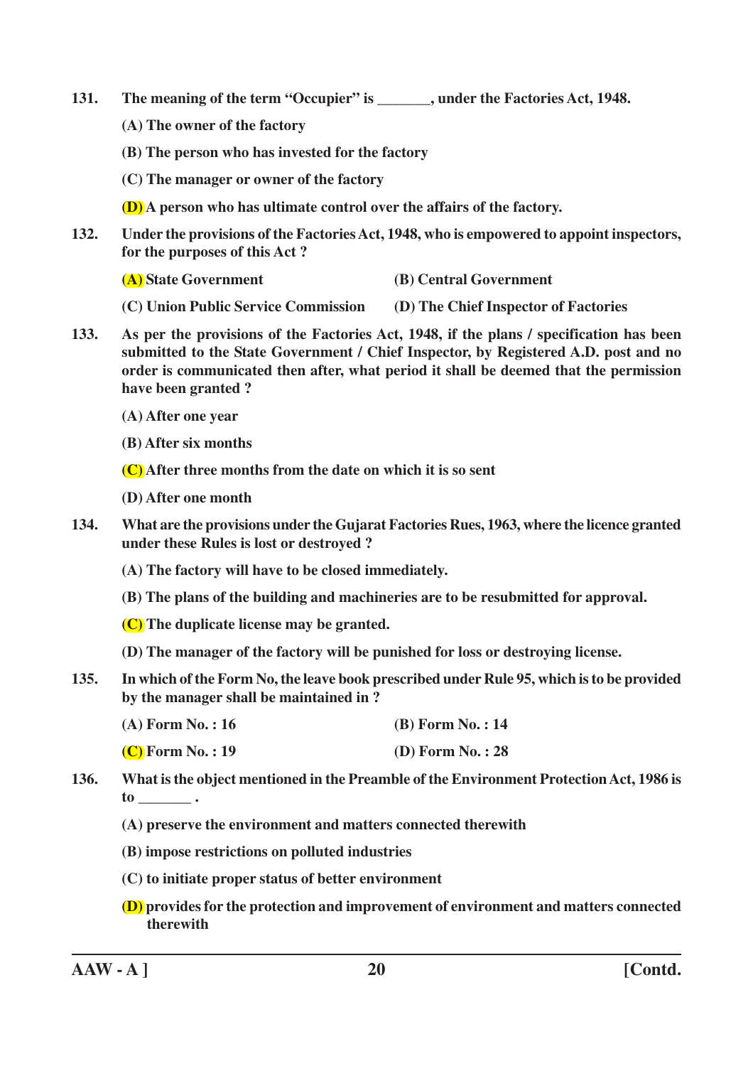131. The meaning of the term "Occupier" is _______, under the Factories Act, 1948.

(A) The owner of the factory

(B) The person who has invested for the factory

(C) The manager or owner of the factory

(D) A person who has ultimate control over the affairs of the factory.

132. Under the provisions of the Factories Act, 1948, who is empowered to appoint inspectors, for the purposes of this Act ?

(A) State Government

(B) Central Government

(C) Union Public Service Commission

(D) The Chief Inspector of Factories

133. As per the provisions of the Factories Act, 1948, if the plans / specification has been submitted to the State Government / Chief Inspector, by Registered A.D. post and no order is communicated then after, what period it shall be deemed that the permission have been granted ?

(A) After one year

(B) After six months

(C) After three months from the date on which it is so sent

(D) After one month

134. What are the provisions under the Gujarat Factories Rues, 1963, where the licence granted under these Rules is lost or destroyed ?

(A) The factory will have to be closed immediately.

(B) The plans of the building and machineries are to be resubmitted for approval.

(C) The duplicate license may be granted.

(D) The manager of the factory will be punished for loss or destroying license.

135. In which of the Form No, the leave book prescribed under Rule 95, which is to be provided by the manager shall be maintained in ?

(A) Form No. : 16

(B) Form No. : 14

(C) Form No. : 19

(D) Form No. : 28

136. What is the object mentioned in the Preamble of the Environment Protection Act, 1986 is to _______ .

(A) preserve the environment and matters connected therewith

(B) impose restrictions on polluted industries

(C) to initiate proper status of better environment

(D) provides for the protection and improvement of environment and matters connected therewith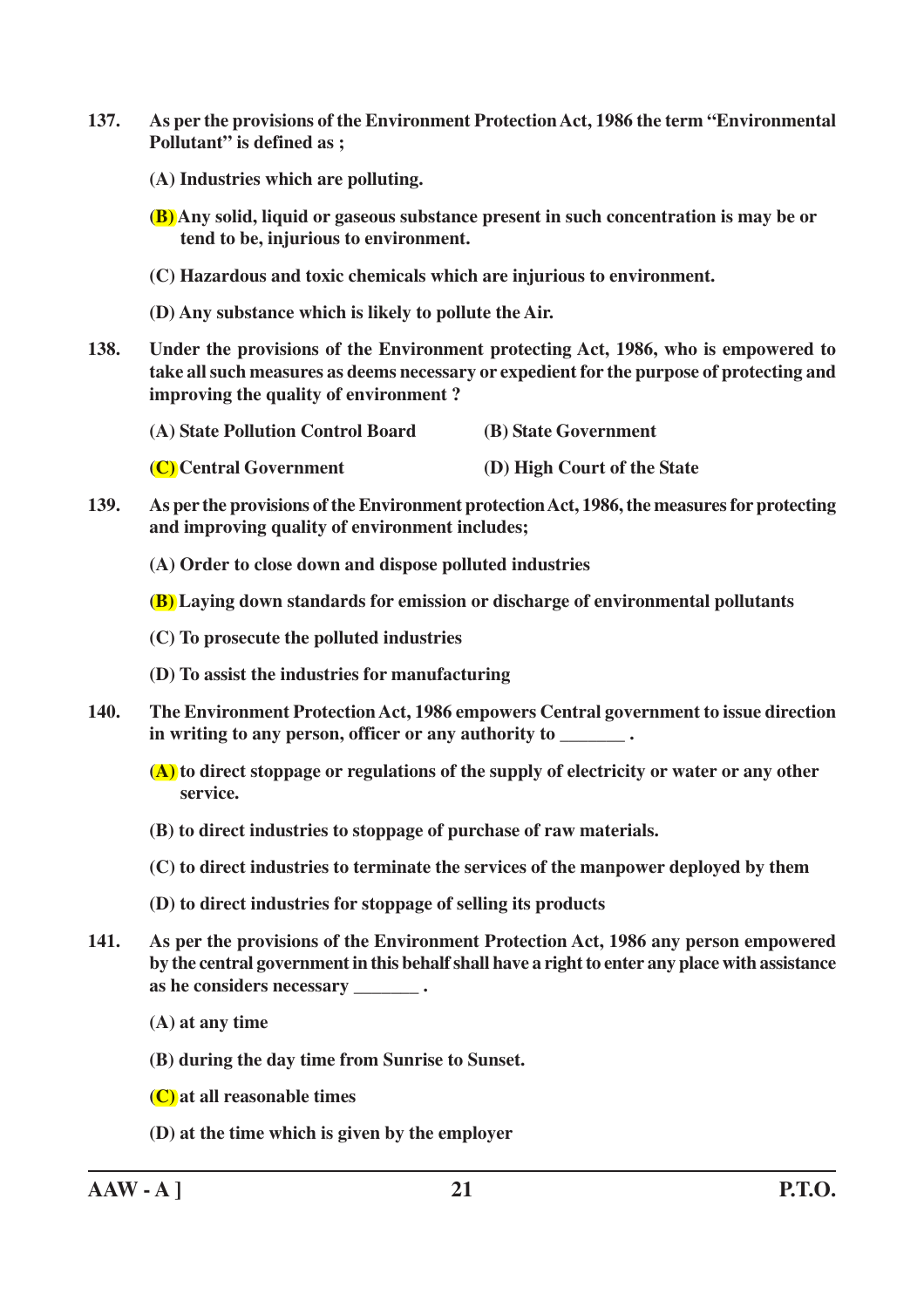**137. As per the provisions of the Environment Protection Act, 1986 the term "Environmental Pollutant" is defined as ;**

**(A) Industries which are polluting.**

**(B) Any solid, liquid or gaseous substance present in such concentration is may be or tend to be, injurious to environment.**

**(C) Hazardous and toxic chemicals which are injurious to environment.**

**(D) Any substance which is likely to pollute the Air.**

**138. Under the provisions of the Environment protecting Act, 1986, who is empowered to take all such measures as deems necessary or expedient for the purpose of protecting and improving the quality of environment ?**

**(A) State Pollution Control Board** **(B) State Government**

**(C) Central Government** **(D) High Court of the State**

**139. As per the provisions of the Environment protection Act, 1986, the measures for protecting and improving quality of environment includes;**

**(A) Order to close down and dispose polluted industries**

**(B) Laying down standards for emission or discharge of environmental pollutants**

**(C) To prosecute the polluted industries**

**(D) To assist the industries for manufacturing**

**140. The Environment Protection Act, 1986 empowers Central government to issue direction in writing to any person, officer or any authority to _______ .**

**(A) to direct stoppage or regulations of the supply of electricity or water or any other service.**

**(B) to direct industries to stoppage of purchase of raw materials.**

**(C) to direct industries to terminate the services of the manpower deployed by them**

**(D) to direct industries for stoppage of selling its products**

**141. As per the provisions of the Environment Protection Act, 1986 any person empowered by the central government in this behalf shall have a right to enter any place with assistance as he considers necessary _______ .**

**(A) at any time**

**(B) during the day time from Sunrise to Sunset.**

**(C) at all reasonable times**

**(D) at the time which is given by the employer**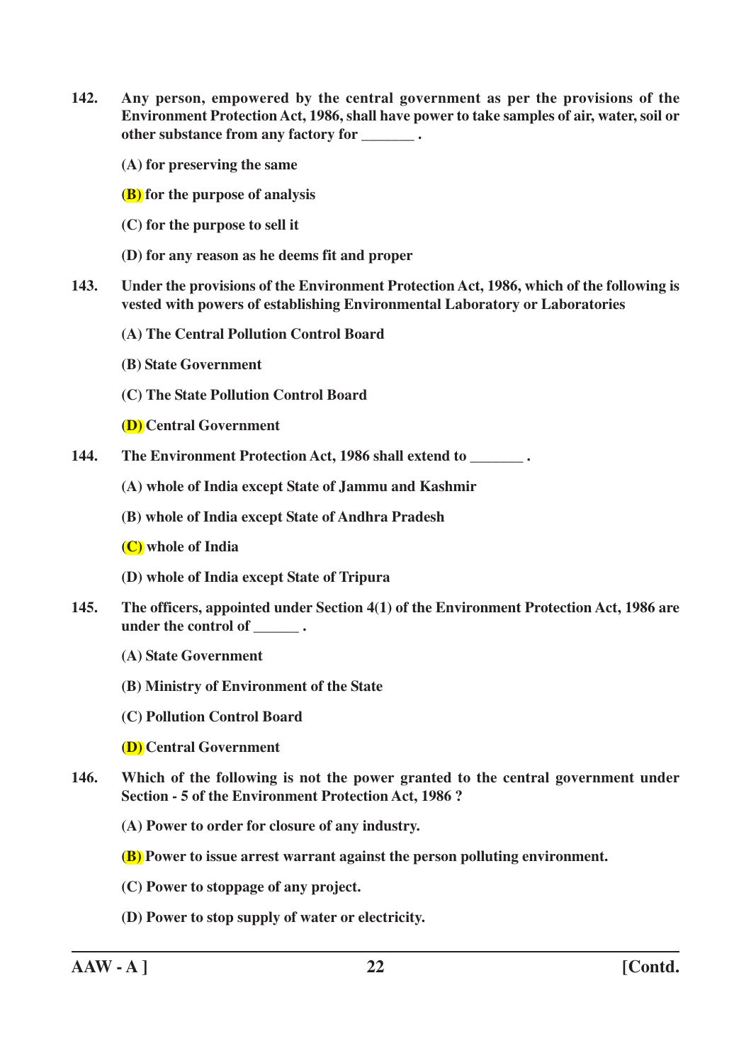**142. Any person, empowered by the central government as per the provisions of the Environment Protection Act, 1986, shall have power to take samples of air, water, soil or other substance from any factory for _______ .**

**(A) for preserving the same**

**(B) for the purpose of analysis**

**(C) for the purpose to sell it**

**(D) for any reason as he deems fit and proper**

**143. Under the provisions of the Environment Protection Act, 1986, which of the following is vested with powers of establishing Environmental Laboratory or Laboratories**

**(A) The Central Pollution Control Board**

**(B) State Government**

**(C) The State Pollution Control Board**

**(D) Central Government**

**144. The Environment Protection Act, 1986 shall extend to _______ .**

**(A) whole of India except State of Jammu and Kashmir**

**(B) whole of India except State of Andhra Pradesh**

**(C) whole of India**

**(D) whole of India except State of Tripura**

**145. The officers, appointed under Section 4(1) of the Environment Protection Act, 1986 are under the control of ______ .**

**(A) State Government**

**(B) Ministry of Environment of the State**

**(C) Pollution Control Board**

**(D) Central Government**

**146. Which of the following is not the power granted to the central government under Section - 5 of the Environment Protection Act, 1986 ?**

**(A) Power to order for closure of any industry.**

**(B) Power to issue arrest warrant against the person polluting environment.**

**(C) Power to stoppage of any project.**

**(D) Power to stop supply of water or electricity.**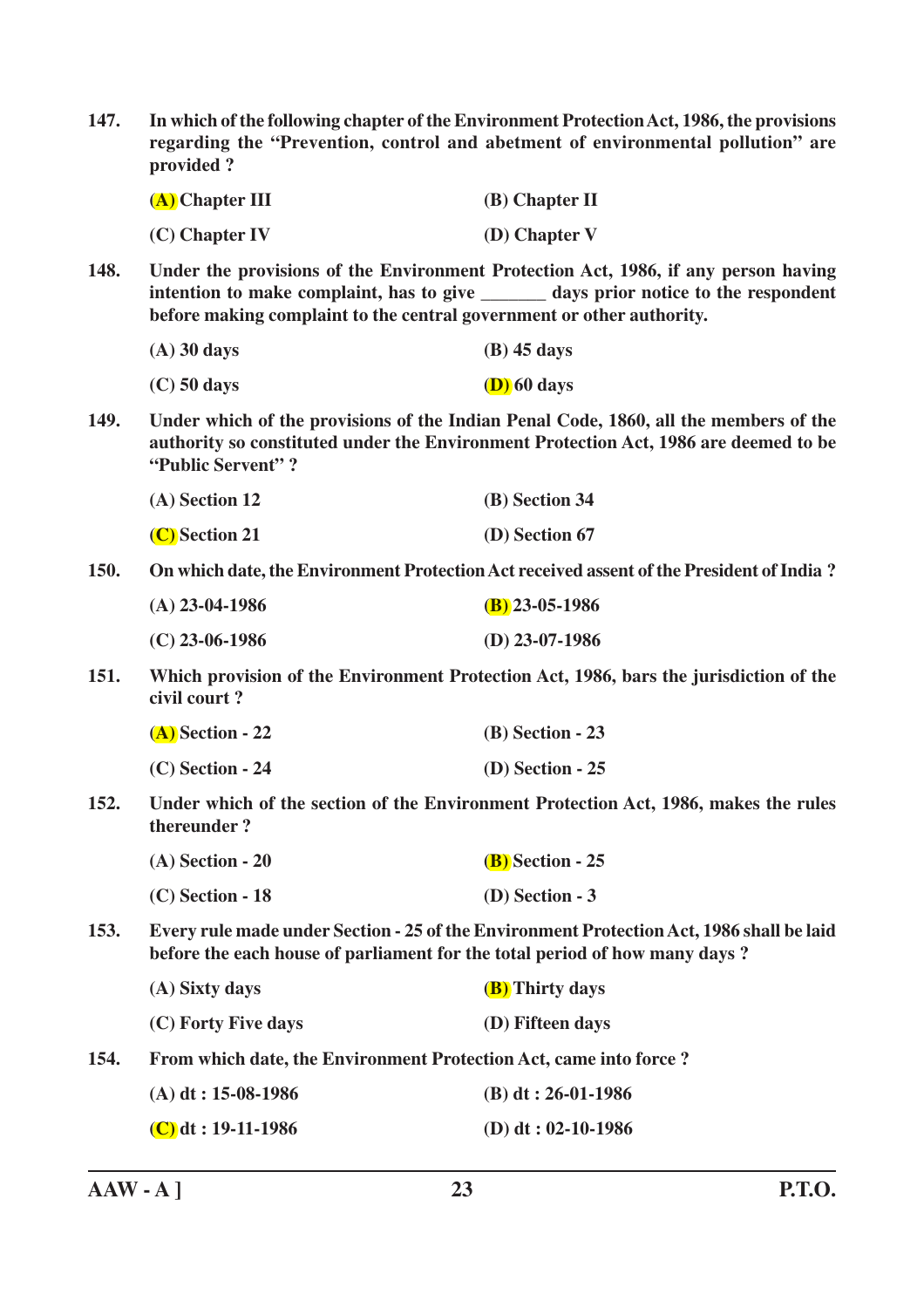**147. In which of the following chapter of the Environment Protection Act, 1986, the provisions regarding the "Prevention, control and abetment of environmental pollution" are provided ?**

(A) Chapter III (B) Chapter II

(C) Chapter IV (D) Chapter V

**148. Under the provisions of the Environment Protection Act, 1986, if any person having intention to make complaint, has to give _______ days prior notice to the respondent before making complaint to the central government or other authority.**

(A) 30 days (B) 45 days

(C) 50 days (D) 60 days

**149. Under which of the provisions of the Indian Penal Code, 1860, all the members of the authority so constituted under the Environment Protection Act, 1986 are deemed to be "Public Servent" ?**

(A) Section 12 (B) Section 34

(C) Section 21 (D) Section 67

**150. On which date, the Environment Protection Act received assent of the President of India ?**

(A) 23-04-1986 (B) 23-05-1986

(C) 23-06-1986 (D) 23-07-1986

**151. Which provision of the Environment Protection Act, 1986, bars the jurisdiction of the civil court ?**

(A) Section - 22 (B) Section - 23

(C) Section - 24 (D) Section - 25

**152. Under which of the section of the Environment Protection Act, 1986, makes the rules thereunder ?**

(A) Section - 20 (B) Section - 25

(C) Section - 18 (D) Section - 3

**153. Every rule made under Section - 25 of the Environment Protection Act, 1986 shall be laid before the each house of parliament for the total period of how many days ?**

(A) Sixty days (B) Thirty days

(C) Forty Five days (D) Fifteen days

**154. From which date, the Environment Protection Act, came into force ?**

(A) dt : 15-08-1986 (B) dt : 26-01-1986

(C) dt : 19-11-1986 (D) dt : 02-10-1986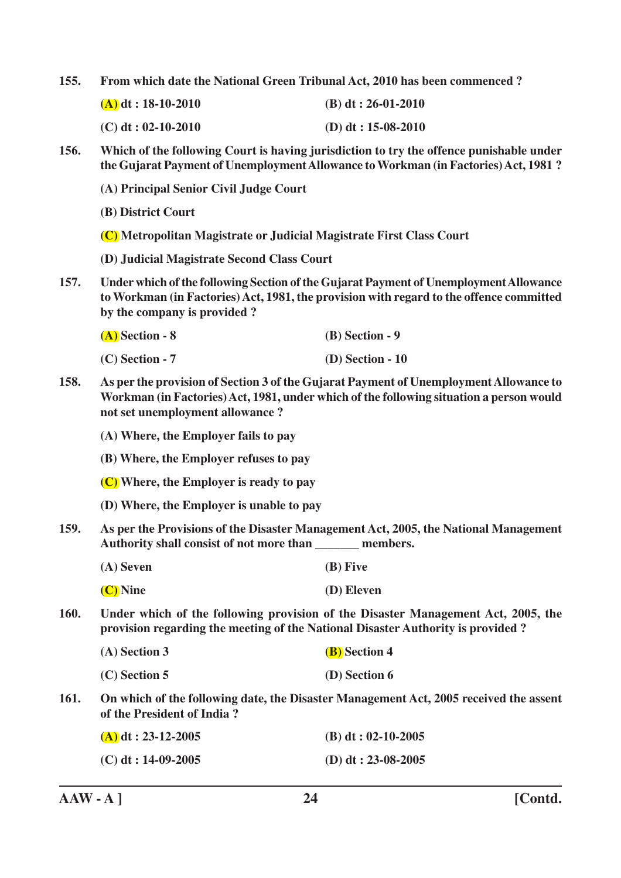**155. From which date the National Green Tribunal Act, 2010 has been commenced ?**

**(A) dt : 18-10-2010** **(B) dt : 26-01-2010**

**(C) dt : 02-10-2010** **(D) dt : 15-08-2010**

**156. Which of the following Court is having jurisdiction to try the offence punishable under the Gujarat Payment of Unemployment Allowance to Workman (in Factories) Act, 1981 ?**

**(A) Principal Senior Civil Judge Court**

**(B) District Court**

**(C) Metropolitan Magistrate or Judicial Magistrate First Class Court**

**(D) Judicial Magistrate Second Class Court**

**157. Under which of the following Section of the Gujarat Payment of Unemployment Allowance to Workman (in Factories) Act, 1981, the provision with regard to the offence committed by the company is provided ?**

**(A) Section - 8** **(B) Section - 9**

**(C) Section - 7** **(D) Section - 10**

**158. As per the provision of Section 3 of the Gujarat Payment of Unemployment Allowance to Workman (in Factories) Act, 1981, under which of the following situation a person would not set unemployment allowance ?**

**(A) Where, the Employer fails to pay**

**(B) Where, the Employer refuses to pay**

**(C) Where, the Employer is ready to pay**

**(D) Where, the Employer is unable to pay**

**159. As per the Provisions of the Disaster Management Act, 2005, the National Management Authority shall consist of not more than _______ members.**

**(A) Seven** **(B) Five**

**(C) Nine** **(D) Eleven**

**160. Under which of the following provision of the Disaster Management Act, 2005, the provision regarding the meeting of the National Disaster Authority is provided ?**

**(A) Section 3** **(B) Section 4**

**(C) Section 5** **(D) Section 6**

**161. On which of the following date, the Disaster Management Act, 2005 received the assent of the President of India ?**

**(A) dt : 23-12-2005** **(B) dt : 02-10-2005**

**(C) dt : 14-09-2005** **(D) dt : 23-08-2005**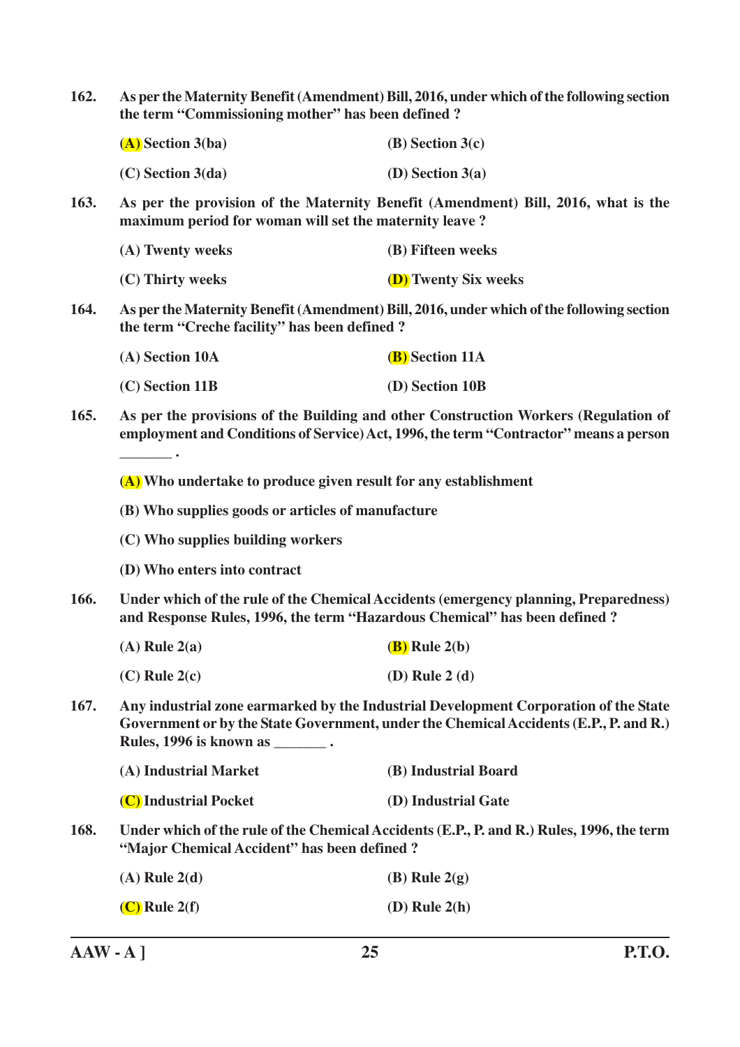**162.** **As per the Maternity Benefit (Amendment) Bill, 2016, under which of the following section the term "Commissioning mother" has been defined ?**

**(A) Section 3(ba)** &nbsp;&nbsp;&nbsp;&nbsp; **(B) Section 3(c)**

**(C) Section 3(da)** &nbsp;&nbsp;&nbsp;&nbsp; **(D) Section 3(a)**

**163.** **As per the provision of the Maternity Benefit (Amendment) Bill, 2016, what is the maximum period for woman will set the maternity leave ?**

**(A) Twenty weeks** &nbsp;&nbsp;&nbsp;&nbsp; **(B) Fifteen weeks**

**(C) Thirty weeks** &nbsp;&nbsp;&nbsp;&nbsp; **(D) Twenty Six weeks**

**164.** **As per the Maternity Benefit (Amendment) Bill, 2016, under which of the following section the term "Creche facility" has been defined ?**

**(A) Section 10A** &nbsp;&nbsp;&nbsp;&nbsp; **(B) Section 11A**

**(C) Section 11B** &nbsp;&nbsp;&nbsp;&nbsp; **(D) Section 10B**

**165.** **As per the provisions of the Building and other Construction Workers (Regulation of employment and Conditions of Service) Act, 1996, the term "Contractor" means a person _______ .**

**(A) Who undertake to produce given result for any establishment**

**(B) Who supplies goods or articles of manufacture**

**(C) Who supplies building workers**

**(D) Who enters into contract**

**166.** **Under which of the rule of the Chemical Accidents (emergency planning, Preparedness) and Response Rules, 1996, the term "Hazardous Chemical" has been defined ?**

**(A) Rule 2(a)** &nbsp;&nbsp;&nbsp;&nbsp; **(B) Rule 2(b)**

**(C) Rule 2(c)** &nbsp;&nbsp;&nbsp;&nbsp; **(D) Rule 2 (d)**

**167.** **Any industrial zone earmarked by the Industrial Development Corporation of the State Government or by the State Government, under the Chemical Accidents (E.P., P. and R.) Rules, 1996 is known as _______ .**

**(A) Industrial Market** &nbsp;&nbsp;&nbsp;&nbsp; **(B) Industrial Board**

**(C) Industrial Pocket** &nbsp;&nbsp;&nbsp;&nbsp; **(D) Industrial Gate**

**168.** **Under which of the rule of the Chemical Accidents (E.P., P. and R.) Rules, 1996, the term "Major Chemical Accident" has been defined ?**

**(A) Rule 2(d)** &nbsp;&nbsp;&nbsp;&nbsp; **(B) Rule 2(g)**

**(C) Rule 2(f)** &nbsp;&nbsp;&nbsp;&nbsp; **(D) Rule 2(h)**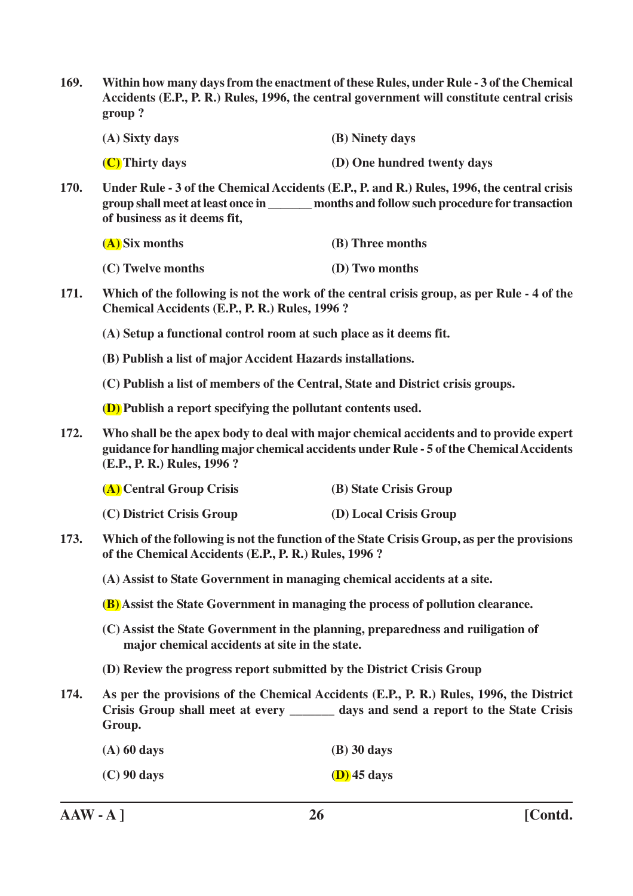**169. Within how many days from the enactment of these Rules, under Rule - 3 of the Chemical Accidents (E.P., P. R.) Rules, 1996, the central government will constitute central crisis group ?**

| | |
|---|---|
| **(A) Sixty days** | **(B) Ninety days** |
| **(C) Thirty days** | **(D) One hundred twenty days** |

**170. Under Rule - 3 of the Chemical Accidents (E.P., P. and R.) Rules, 1996, the central crisis group shall meet at least once in _______ months and follow such procedure for transaction of business as it deems fit,**

| | |
|---|---|
| **(A) Six months** | **(B) Three months** |
| **(C) Twelve months** | **(D) Two months** |

**171. Which of the following is not the work of the central crisis group, as per Rule - 4 of the Chemical Accidents (E.P., P. R.) Rules, 1996 ?**

**(A) Setup a functional control room at such place as it deems fit.**

**(B) Publish a list of major Accident Hazards installations.**

**(C) Publish a list of members of the Central, State and District crisis groups.**

**(D) Publish a report specifying the pollutant contents used.**

**172. Who shall be the apex body to deal with major chemical accidents and to provide expert guidance for handling major chemical accidents under Rule - 5 of the Chemical Accidents (E.P., P. R.) Rules, 1996 ?**

| | |
|---|---|
| **(A) Central Group Crisis** | **(B) State Crisis Group** |
| **(C) District Crisis Group** | **(D) Local Crisis Group** |

**173. Which of the following is not the function of the State Crisis Group, as per the provisions of the Chemical Accidents (E.P., P. R.) Rules, 1996 ?**

**(A) Assist to State Government in managing chemical accidents at a site.**

**(B) Assist the State Government in managing the process of pollution clearance.**

**(C) Assist the State Government in the planning, preparedness and ruiligation of major chemical accidents at site in the state.**

**(D) Review the progress report submitted by the District Crisis Group**

**174. As per the provisions of the Chemical Accidents (E.P., P. R.) Rules, 1996, the District Crisis Group shall meet at every _______ days and send a report to the State Crisis Group.**

| | |
|---|---|
| **(A) 60 days** | **(B) 30 days** |
| **(C) 90 days** | **(D) 45 days** |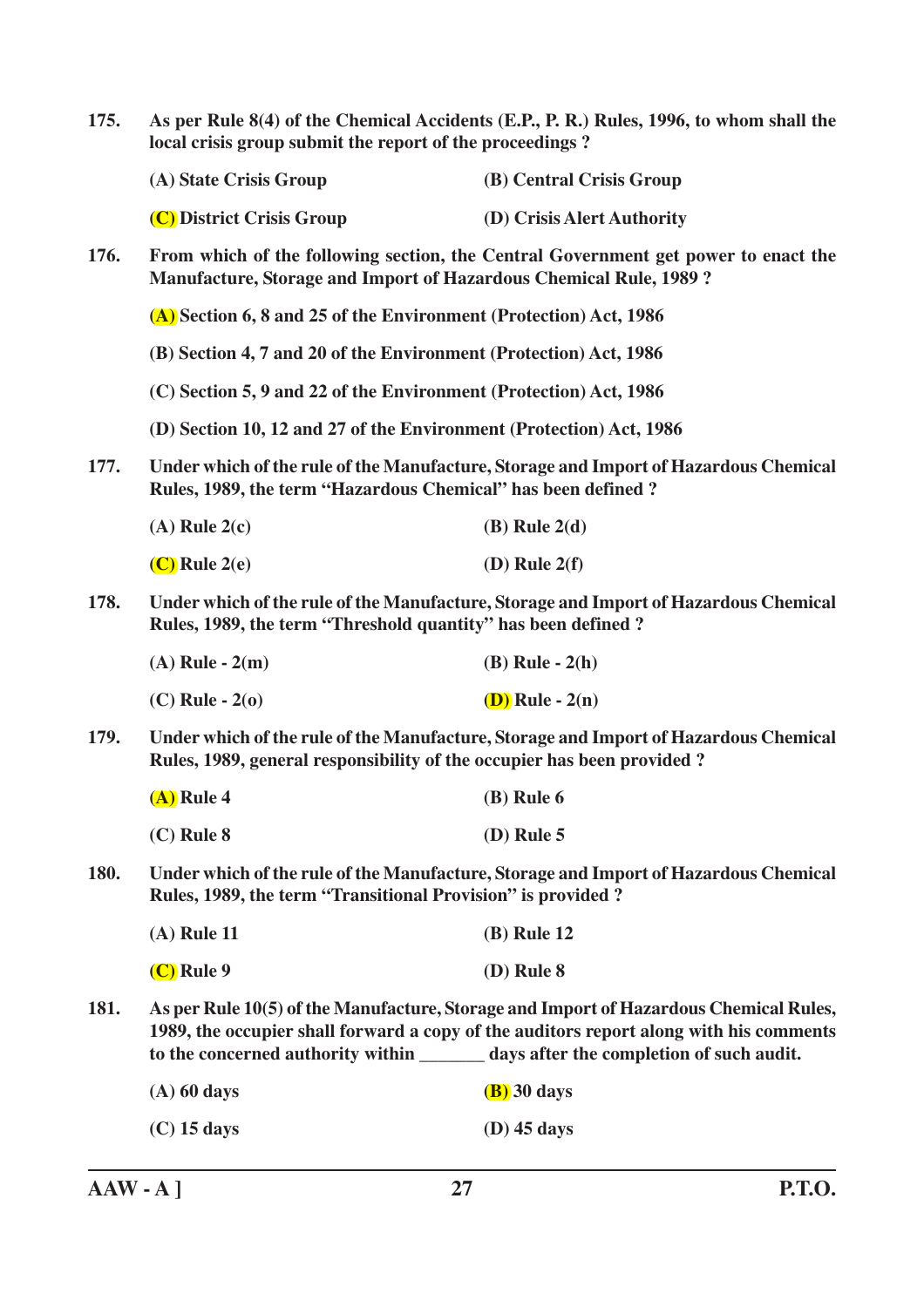**175.** **As per Rule 8(4) of the Chemical Accidents (E.P., P. R.) Rules, 1996, to whom shall the local crisis group submit the report of the proceedings ?**

**(A) State Crisis Group** **(B) Central Crisis Group**

**(C) District Crisis Group** **(D) Crisis Alert Authority**

**176.** **From which of the following section, the Central Government get power to enact the Manufacture, Storage and Import of Hazardous Chemical Rule, 1989 ?**

**(A) Section 6, 8 and 25 of the Environment (Protection) Act, 1986**

**(B) Section 4, 7 and 20 of the Environment (Protection) Act, 1986**

**(C) Section 5, 9 and 22 of the Environment (Protection) Act, 1986**

**(D) Section 10, 12 and 27 of the Environment (Protection) Act, 1986**

**177.** **Under which of the rule of the Manufacture, Storage and Import of Hazardous Chemical Rules, 1989, the term "Hazardous Chemical" has been defined ?**

**(A) Rule 2(c)** **(B) Rule 2(d)**

**(C) Rule 2(e)** **(D) Rule 2(f)**

**178.** **Under which of the rule of the Manufacture, Storage and Import of Hazardous Chemical Rules, 1989, the term "Threshold quantity" has been defined ?**

**(A) Rule - 2(m)** **(B) Rule - 2(h)**

**(C) Rule - 2(o)** **(D) Rule - 2(n)**

**179.** **Under which of the rule of the Manufacture, Storage and Import of Hazardous Chemical Rules, 1989, general responsibility of the occupier has been provided ?**

**(A) Rule 4** **(B) Rule 6**

**(C) Rule 8** **(D) Rule 5**

**180.** **Under which of the rule of the Manufacture, Storage and Import of Hazardous Chemical Rules, 1989, the term "Transitional Provision" is provided ?**

**(A) Rule 11** **(B) Rule 12**

**(C) Rule 9** **(D) Rule 8**

**181.** **As per Rule 10(5) of the Manufacture, Storage and Import of Hazardous Chemical Rules, 1989, the occupier shall forward a copy of the auditors report along with his comments to the concerned authority within _______ days after the completion of such audit.**

**(A) 60 days** **(B) 30 days**

**(C) 15 days** **(D) 45 days**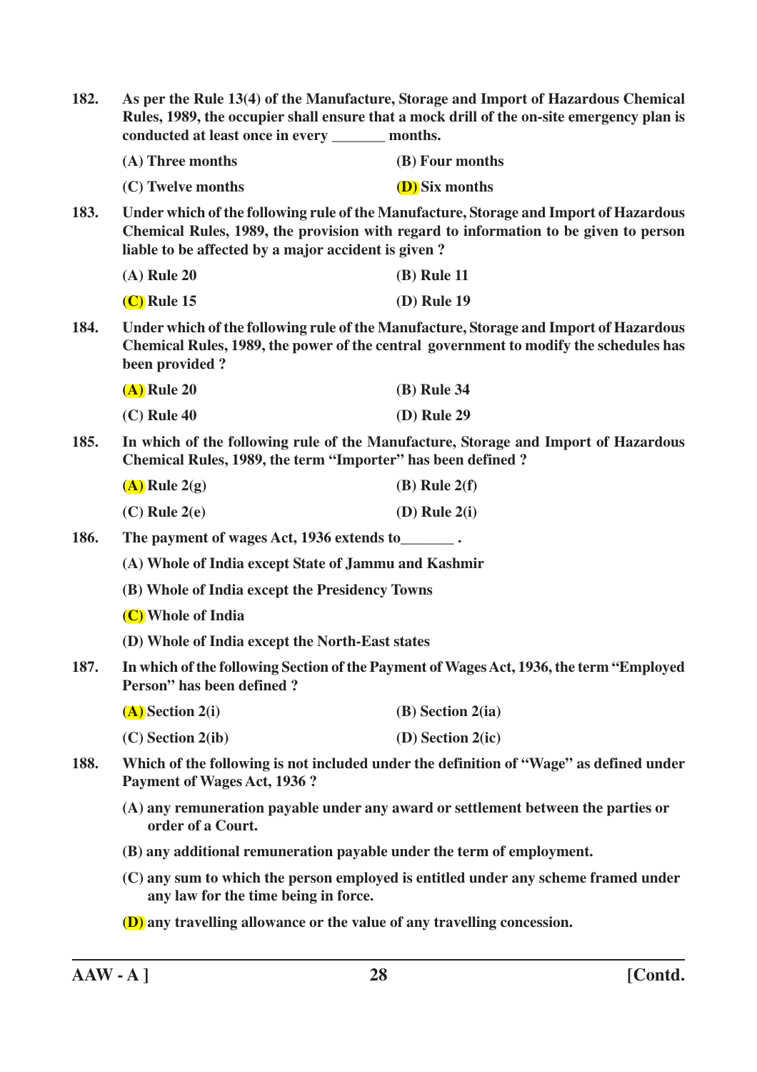**182.** **As per the Rule 13(4) of the Manufacture, Storage and Import of Hazardous Chemical Rules, 1989, the occupier shall ensure that a mock drill of the on-site emergency plan is conducted at least once in every _______ months.**

**(A) Three months** | **(B) Four months**

**(C) Twelve months** | **(D) Six months**

**183.** **Under which of the following rule of the Manufacture, Storage and Import of Hazardous Chemical Rules, 1989, the provision with regard to information to be given to person liable to be affected by a major accident is given ?**

**(A) Rule 20** | **(B) Rule 11**

**(C) Rule 15** | **(D) Rule 19**

**184.** **Under which of the following rule of the Manufacture, Storage and Import of Hazardous Chemical Rules, 1989, the power of the central government to modify the schedules has been provided ?**

**(A) Rule 20** | **(B) Rule 34**

**(C) Rule 40** | **(D) Rule 29**

**185.** **In which of the following rule of the Manufacture, Storage and Import of Hazardous Chemical Rules, 1989, the term "Importer" has been defined ?**

**(A) Rule 2(g)** | **(B) Rule 2(f)**

**(C) Rule 2(e)** | **(D) Rule 2(i)**

**186.** **The payment of wages Act, 1936 extends to_______ .**

**(A) Whole of India except State of Jammu and Kashmir**

**(B) Whole of India except the Presidency Towns**

**(C) Whole of India**

**(D) Whole of India except the North-East states**

**187.** **In which of the following Section of the Payment of Wages Act, 1936, the term "Employed Person" has been defined ?**

**(A) Section 2(i)** | **(B) Section 2(ia)**

**(C) Section 2(ib)** | **(D) Section 2(ic)**

**188.** **Which of the following is not included under the definition of "Wage" as defined under Payment of Wages Act, 1936 ?**

**(A) any remuneration payable under any award or settlement between the parties or order of a Court.**

**(B) any additional remuneration payable under the term of employment.**

**(C) any sum to which the person employed is entitled under any scheme framed under any law for the time being in force.**

**(D) any travelling allowance or the value of any travelling concession.**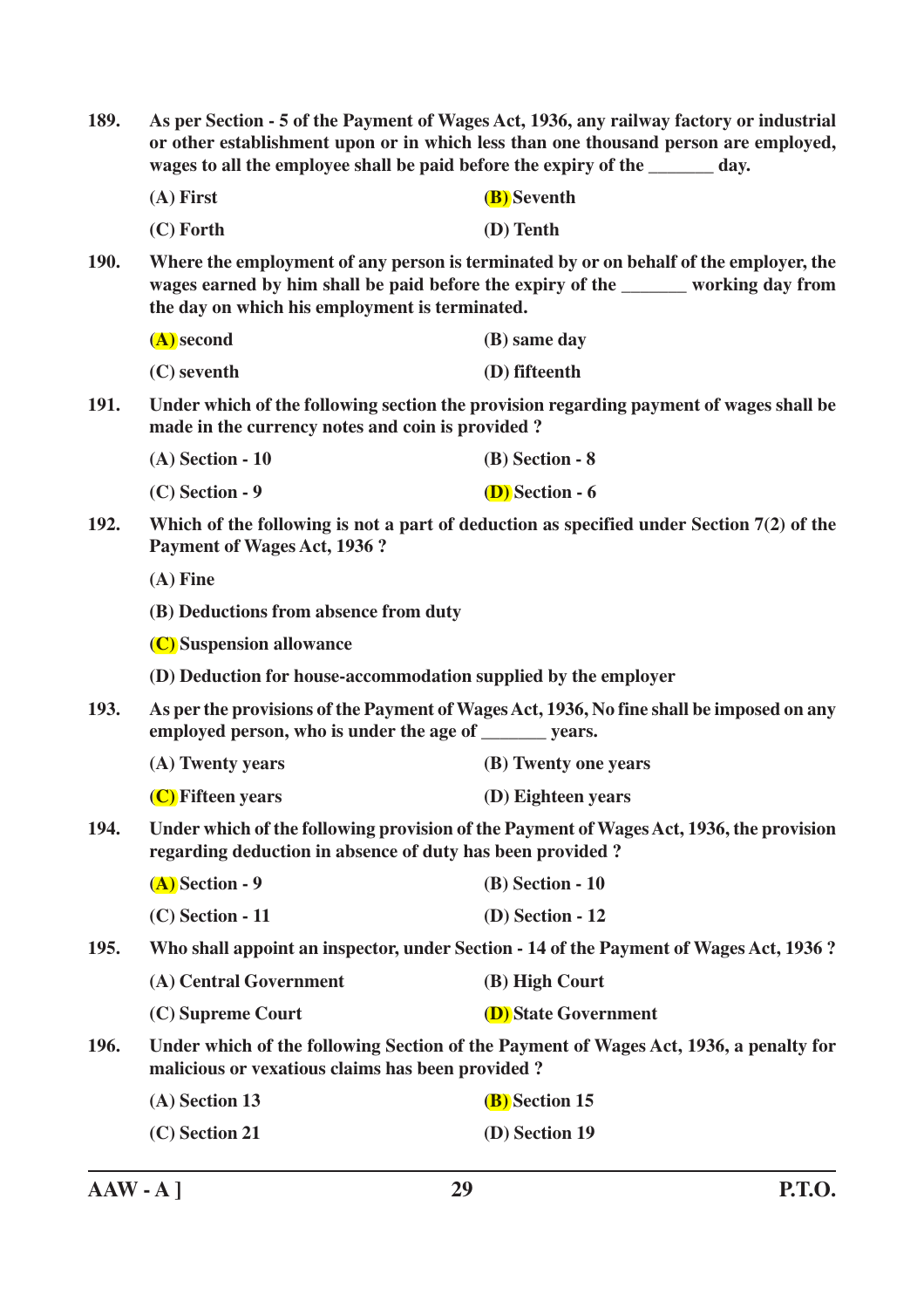**189.** **As per Section - 5 of the Payment of Wages Act, 1936, any railway factory or industrial or other establishment upon or in which less than one thousand person are employed, wages to all the employee shall be paid before the expiry of the _______ day.**

(A) First  
(B) Seventh  
(C) Forth  
(D) Tenth

**190.** **Where the employment of any person is terminated by or on behalf of the employer, the wages earned by him shall be paid before the expiry of the _______ working day from the day on which his employment is terminated.**

(A) second  
(B) same day  
(C) seventh  
(D) fifteenth

**191.** **Under which of the following section the provision regarding payment of wages shall be made in the currency notes and coin is provided ?**

(A) Section - 10  
(B) Section - 8  
(C) Section - 9  
(D) Section - 6

**192.** **Which of the following is not a part of deduction as specified under Section 7(2) of the Payment of Wages Act, 1936 ?**

(A) Fine  
(B) Deductions from absence from duty  
(C) Suspension allowance  
(D) Deduction for house-accommodation supplied by the employer

**193.** **As per the provisions of the Payment of Wages Act, 1936, No fine shall be imposed on any employed person, who is under the age of _______ years.**

(A) Twenty years  
(B) Twenty one years  
(C) Fifteen years  
(D) Eighteen years

**194.** **Under which of the following provision of the Payment of Wages Act, 1936, the provision regarding deduction in absence of duty has been provided ?**

(A) Section - 9  
(B) Section - 10  
(C) Section - 11  
(D) Section - 12

**195.** **Who shall appoint an inspector, under Section - 14 of the Payment of Wages Act, 1936 ?**

(A) Central Government  
(B) High Court  
(C) Supreme Court  
(D) State Government

**196.** **Under which of the following Section of the Payment of Wages Act, 1936, a penalty for malicious or vexatious claims has been provided ?**

(A) Section 13  
(B) Section 15  
(C) Section 21  
(D) Section 19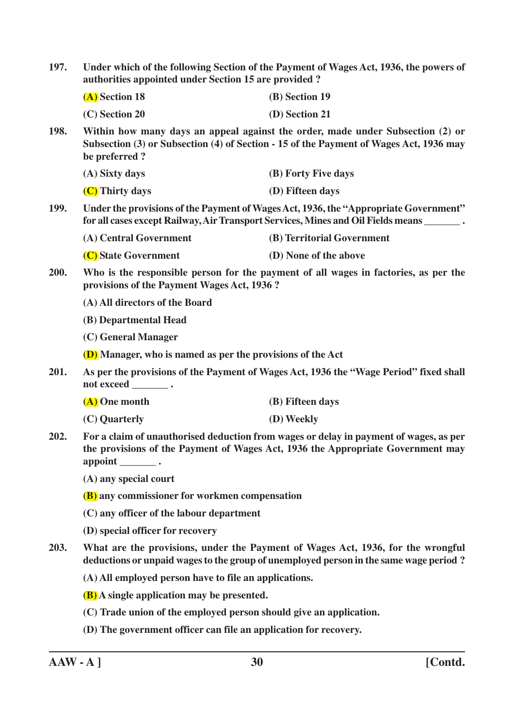**197.** **Under which of the following Section of the Payment of Wages Act, 1936, the powers of authorities appointed under Section 15 are provided ?**

**(A) Section 18** **(B) Section 19**

**(C) Section 20** **(D) Section 21**

**198.** **Within how many days an appeal against the order, made under Subsection (2) or Subsection (3) or Subsection (4) of Section - 15 of the Payment of Wages Act, 1936 may be preferred ?**

**(A) Sixty days** **(B) Forty Five days**

**(C) Thirty days** **(D) Fifteen days**

**199.** **Under the provisions of the Payment of Wages Act, 1936, the "Appropriate Government" for all cases except Railway, Air Transport Services, Mines and Oil Fields means _______ .**

**(A) Central Government** **(B) Territorial Government**

**(C) State Government** **(D) None of the above**

**200.** **Who is the responsible person for the payment of all wages in factories, as per the provisions of the Payment Wages Act, 1936 ?**

**(A) All directors of the Board**

**(B) Departmental Head**

**(C) General Manager**

**(D) Manager, who is named as per the provisions of the Act**

**201.** **As per the provisions of the Payment of Wages Act, 1936 the "Wage Period" fixed shall not exceed _______ .**

**(A) One month** **(B) Fifteen days**

**(C) Quarterly** **(D) Weekly**

**202.** **For a claim of unauthorised deduction from wages or delay in payment of wages, as per the provisions of the Payment of Wages Act, 1936 the Appropriate Government may appoint _______ .**

**(A) any special court**

**(B) any commissioner for workmen compensation**

**(C) any officer of the labour department**

**(D) special officer for recovery**

**203.** **What are the provisions, under the Payment of Wages Act, 1936, for the wrongful deductions or unpaid wages to the group of unemployed person in the same wage period ?**

**(A) All employed person have to file an applications.**

**(B) A single application may be presented.**

**(C) Trade union of the employed person should give an application.**

**(D) The government officer can file an application for recovery.**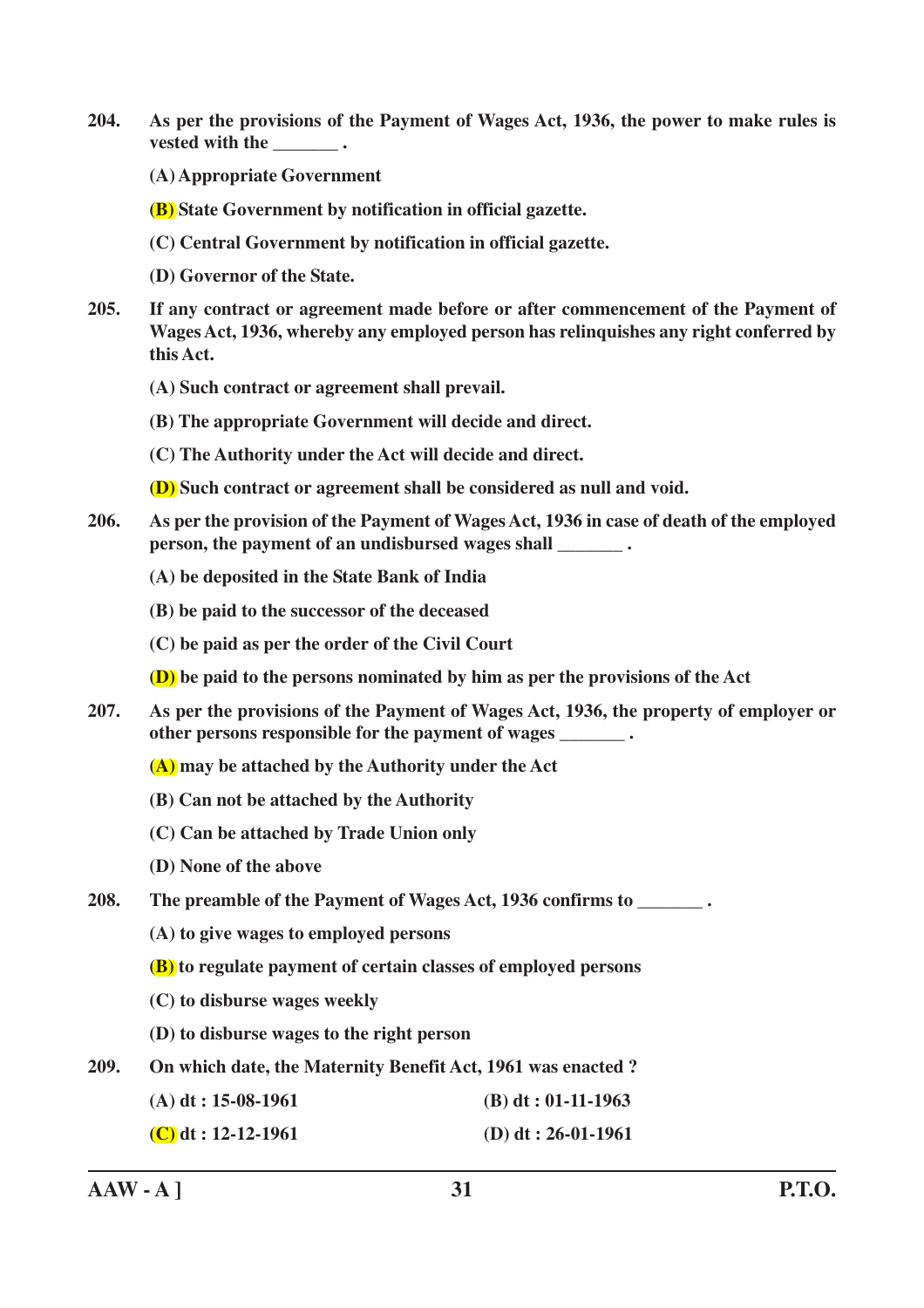**204.** **As per the provisions of the Payment of Wages Act, 1936, the power to make rules is vested with the _______ .**

**(A) Appropriate Government**

**(B) State Government by notification in official gazette.**

**(C) Central Government by notification in official gazette.**

**(D) Governor of the State.**

**205.** **If any contract or agreement made before or after commencement of the Payment of Wages Act, 1936, whereby any employed person has relinquishes any right conferred by this Act.**

**(A) Such contract or agreement shall prevail.**

**(B) The appropriate Government will decide and direct.**

**(C) The Authority under the Act will decide and direct.**

**(D) Such contract or agreement shall be considered as null and void.**

**206.** **As per the provision of the Payment of Wages Act, 1936 in case of death of the employed person, the payment of an undisbursed wages shall _______ .**

**(A) be deposited in the State Bank of India**

**(B) be paid to the successor of the deceased**

**(C) be paid as per the order of the Civil Court**

**(D) be paid to the persons nominated by him as per the provisions of the Act**

**207.** **As per the provisions of the Payment of Wages Act, 1936, the property of employer or other persons responsible for the payment of wages _______ .**

**(A) may be attached by the Authority under the Act**

**(B) Can not be attached by the Authority**

**(C) Can be attached by Trade Union only**

**(D) None of the above**

**208.** **The preamble of the Payment of Wages Act, 1936 confirms to _______ .**

**(A) to give wages to employed persons**

**(B) to regulate payment of certain classes of employed persons**

**(C) to disburse wages weekly**

**(D) to disburse wages to the right person**

**209.** **On which date, the Maternity Benefit Act, 1961 was enacted ?**

**(A) dt : 15-08-1961**

**(B) dt : 01-11-1963**

**(C) dt : 12-12-1961**

**(D) dt : 26-01-1961**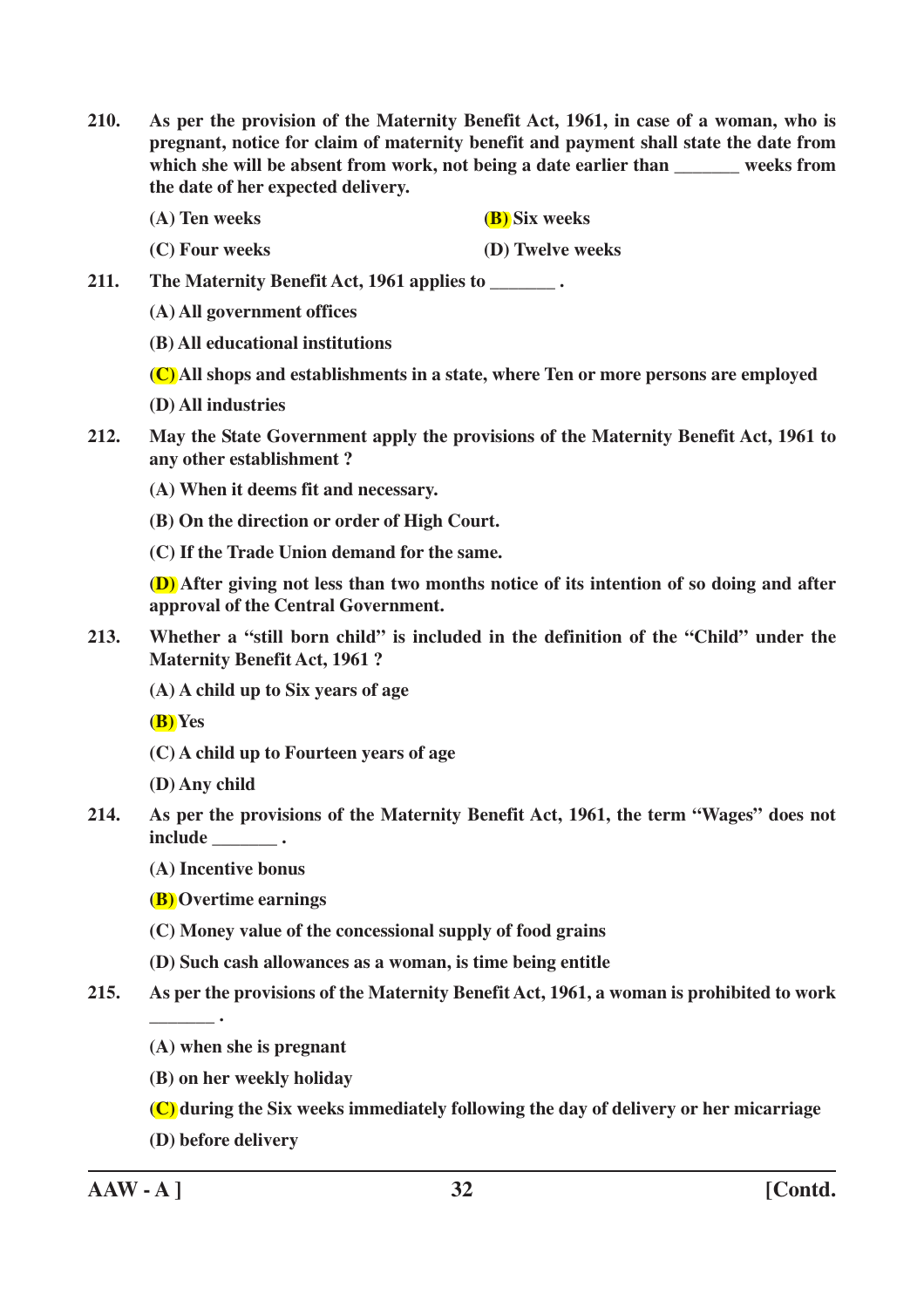**210.** **As per the provision of the Maternity Benefit Act, 1961, in case of a woman, who is pregnant, notice for claim of maternity benefit and payment shall state the date from which she will be absent from work, not being a date earlier than _______ weeks from the date of her expected delivery.**

**(A) Ten weeks**

**(B) Six weeks**

**(C) Four weeks**

**(D) Twelve weeks**

**211.** **The Maternity Benefit Act, 1961 applies to _______ .**

**(A) All government offices**

**(B) All educational institutions**

**(C) All shops and establishments in a state, where Ten or more persons are employed**

**(D) All industries**

**212.** **May the State Government apply the provisions of the Maternity Benefit Act, 1961 to any other establishment ?**

**(A) When it deems fit and necessary.**

**(B) On the direction or order of High Court.**

**(C) If the Trade Union demand for the same.**

**(D) After giving not less than two months notice of its intention of so doing and after approval of the Central Government.**

**213.** **Whether a "still born child" is included in the definition of the "Child" under the Maternity Benefit Act, 1961 ?**

**(A) A child up to Six years of age**

**(B) Yes**

**(C) A child up to Fourteen years of age**

**(D) Any child**

**214.** **As per the provisions of the Maternity Benefit Act, 1961, the term "Wages" does not include _______ .**

**(A) Incentive bonus**

**(B) Overtime earnings**

**(C) Money value of the concessional supply of food grains**

**(D) Such cash allowances as a woman, is time being entitle**

**215.** **As per the provisions of the Maternity Benefit Act, 1961, a woman is prohibited to work _______ .**

**(A) when she is pregnant**

**(B) on her weekly holiday**

**(C) during the Six weeks immediately following the day of delivery or her micarriage**

**(D) before delivery**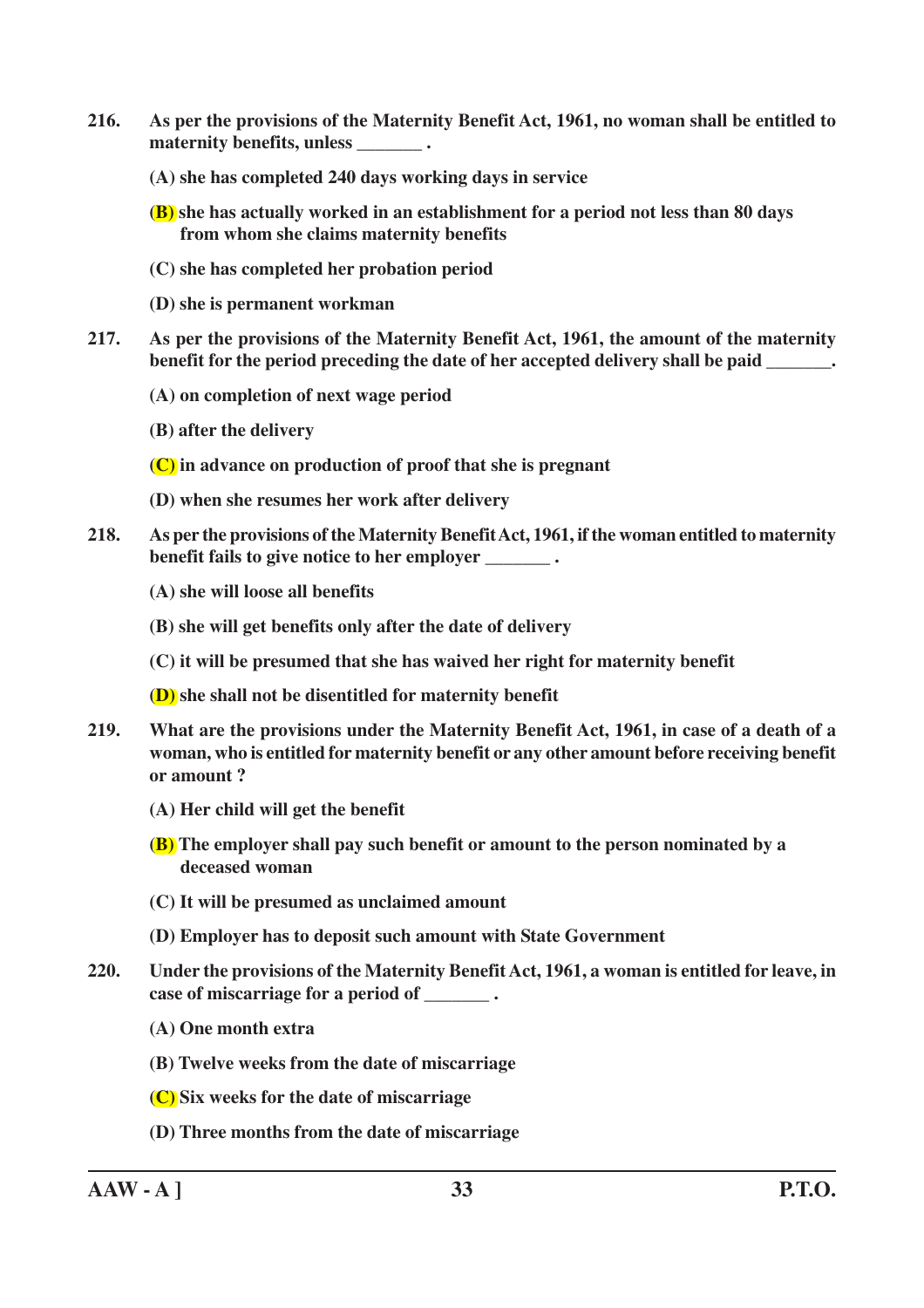**216.** **As per the provisions of the Maternity Benefit Act, 1961, no woman shall be entitled to maternity benefits, unless _______ .**

**(A) she has completed 240 days working days in service**

**(B) she has actually worked in an establishment for a period not less than 80 days from whom she claims maternity benefits**

**(C) she has completed her probation period**

**(D) she is permanent workman**

**217.** **As per the provisions of the Maternity Benefit Act, 1961, the amount of the maternity benefit for the period preceding the date of her accepted delivery shall be paid _______.**

**(A) on completion of next wage period**

**(B) after the delivery**

**(C) in advance on production of proof that she is pregnant**

**(D) when she resumes her work after delivery**

**218.** **As per the provisions of the Maternity Benefit Act, 1961, if the woman entitled to maternity benefit fails to give notice to her employer _______ .**

**(A) she will loose all benefits**

**(B) she will get benefits only after the date of delivery**

**(C) it will be presumed that she has waived her right for maternity benefit**

**(D) she shall not be disentitled for maternity benefit**

**219.** **What are the provisions under the Maternity Benefit Act, 1961, in case of a death of a woman, who is entitled for maternity benefit or any other amount before receiving benefit or amount ?**

**(A) Her child will get the benefit**

**(B) The employer shall pay such benefit or amount to the person nominated by a deceased woman**

**(C) It will be presumed as unclaimed amount**

**(D) Employer has to deposit such amount with State Government**

**220.** **Under the provisions of the Maternity Benefit Act, 1961, a woman is entitled for leave, in case of miscarriage for a period of _______ .**

**(A) One month extra**

**(B) Twelve weeks from the date of miscarriage**

**(C) Six weeks for the date of miscarriage**

**(D) Three months from the date of miscarriage**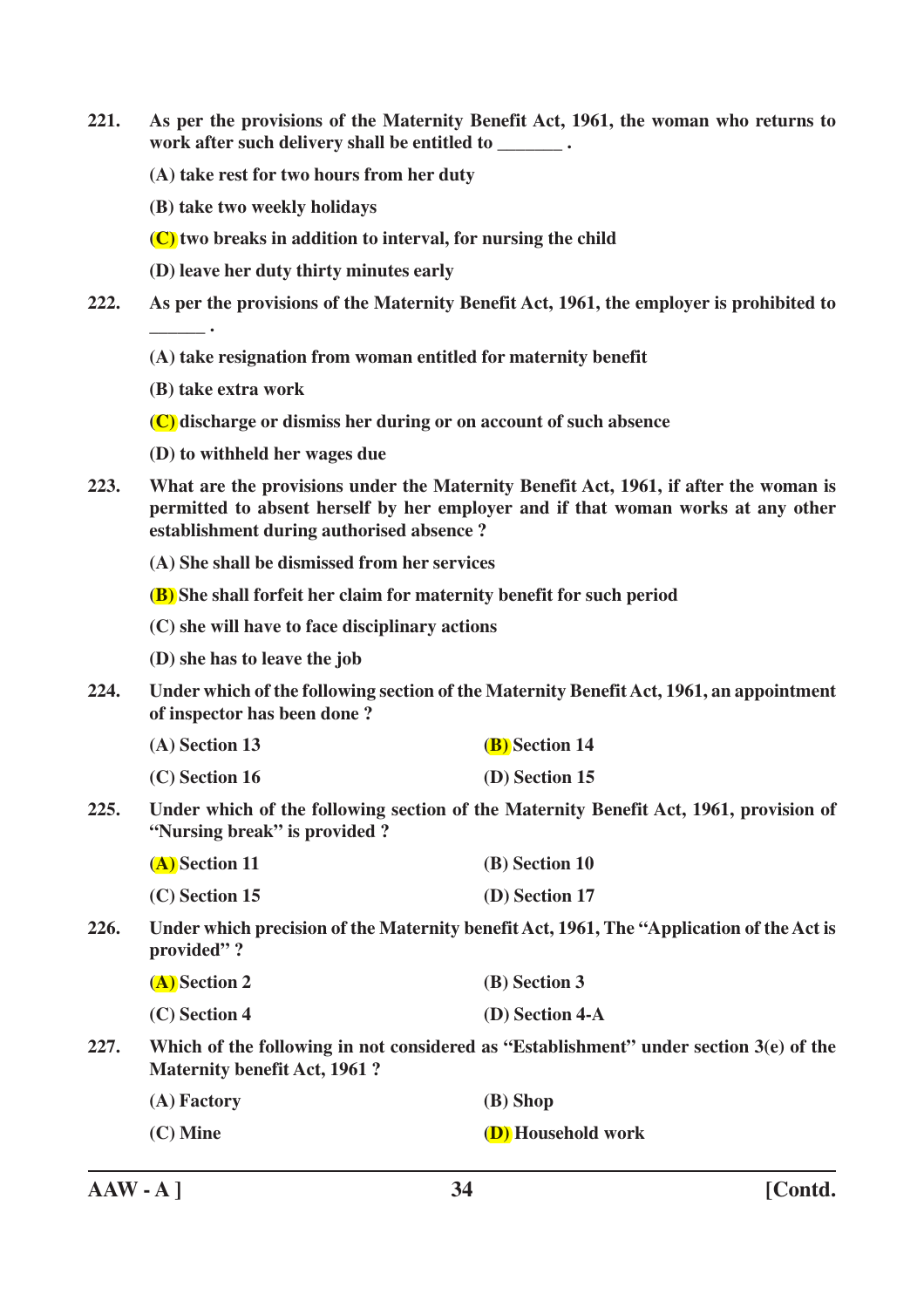**221. As per the provisions of the Maternity Benefit Act, 1961, the woman who returns to work after such delivery shall be entitled to _______ .**

**(A) take rest for two hours from her duty**

**(B) take two weekly holidays**

**(C) two breaks in addition to interval, for nursing the child**

**(D) leave her duty thirty minutes early**

**222. As per the provisions of the Maternity Benefit Act, 1961, the employer is prohibited to ______ .**

**(A) take resignation from woman entitled for maternity benefit**

**(B) take extra work**

**(C) discharge or dismiss her during or on account of such absence**

**(D) to withheld her wages due**

**223. What are the provisions under the Maternity Benefit Act, 1961, if after the woman is permitted to absent herself by her employer and if that woman works at any other establishment during authorised absence ?**

**(A) She shall be dismissed from her services**

**(B) She shall forfeit her claim for maternity benefit for such period**

**(C) she will have to face disciplinary actions**

**(D) she has to leave the job**

**224. Under which of the following section of the Maternity Benefit Act, 1961, an appointment of inspector has been done ?**

**(A) Section 13** | **(B) Section 14**

**(C) Section 16** | **(D) Section 15**

**225. Under which of the following section of the Maternity Benefit Act, 1961, provision of "Nursing break" is provided ?**

**(A) Section 11** | **(B) Section 10**

**(C) Section 15** | **(D) Section 17**

**226. Under which precision of the Maternity benefit Act, 1961, The "Application of the Act is provided" ?**

**(A) Section 2** | **(B) Section 3**

**(C) Section 4** | **(D) Section 4-A**

**227. Which of the following in not considered as "Establishment" under section 3(e) of the Maternity benefit Act, 1961 ?**

**(A) Factory** | **(B) Shop**

**(C) Mine** | **(D) Household work**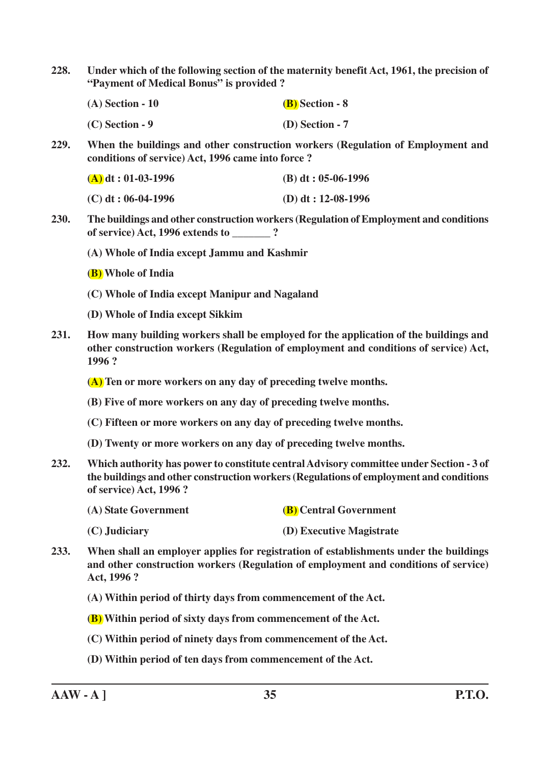**228. Under which of the following section of the maternity benefit Act, 1961, the precision of "Payment of Medical Bonus" is provided ?**

**(A) Section - 10** **(B) Section - 8**

**(C) Section - 9** **(D) Section - 7**

**229. When the buildings and other construction workers (Regulation of Employment and conditions of service) Act, 1996 came into force ?**

**(A) dt : 01-03-1996** **(B) dt : 05-06-1996**

**(C) dt : 06-04-1996** **(D) dt : 12-08-1996**

**230. The buildings and other construction workers (Regulation of Employment and conditions of service) Act, 1996 extends to _______ ?**

**(A) Whole of India except Jammu and Kashmir**

**(B) Whole of India**

**(C) Whole of India except Manipur and Nagaland**

**(D) Whole of India except Sikkim**

**231. How many building workers shall be employed for the application of the buildings and other construction workers (Regulation of employment and conditions of service) Act, 1996 ?**

**(A) Ten or more workers on any day of preceding twelve months.**

**(B) Five of more workers on any day of preceding twelve months.**

**(C) Fifteen or more workers on any day of preceding twelve months.**

**(D) Twenty or more workers on any day of preceding twelve months.**

**232. Which authority has power to constitute central Advisory committee under Section - 3 of the buildings and other construction workers (Regulations of employment and conditions of service) Act, 1996 ?**

**(A) State Government** **(B) Central Government**

**(C) Judiciary** **(D) Executive Magistrate**

**233. When shall an employer applies for registration of establishments under the buildings and other construction workers (Regulation of employment and conditions of service) Act, 1996 ?**

**(A) Within period of thirty days from commencement of the Act.**

**(B) Within period of sixty days from commencement of the Act.**

**(C) Within period of ninety days from commencement of the Act.**

**(D) Within period of ten days from commencement of the Act.**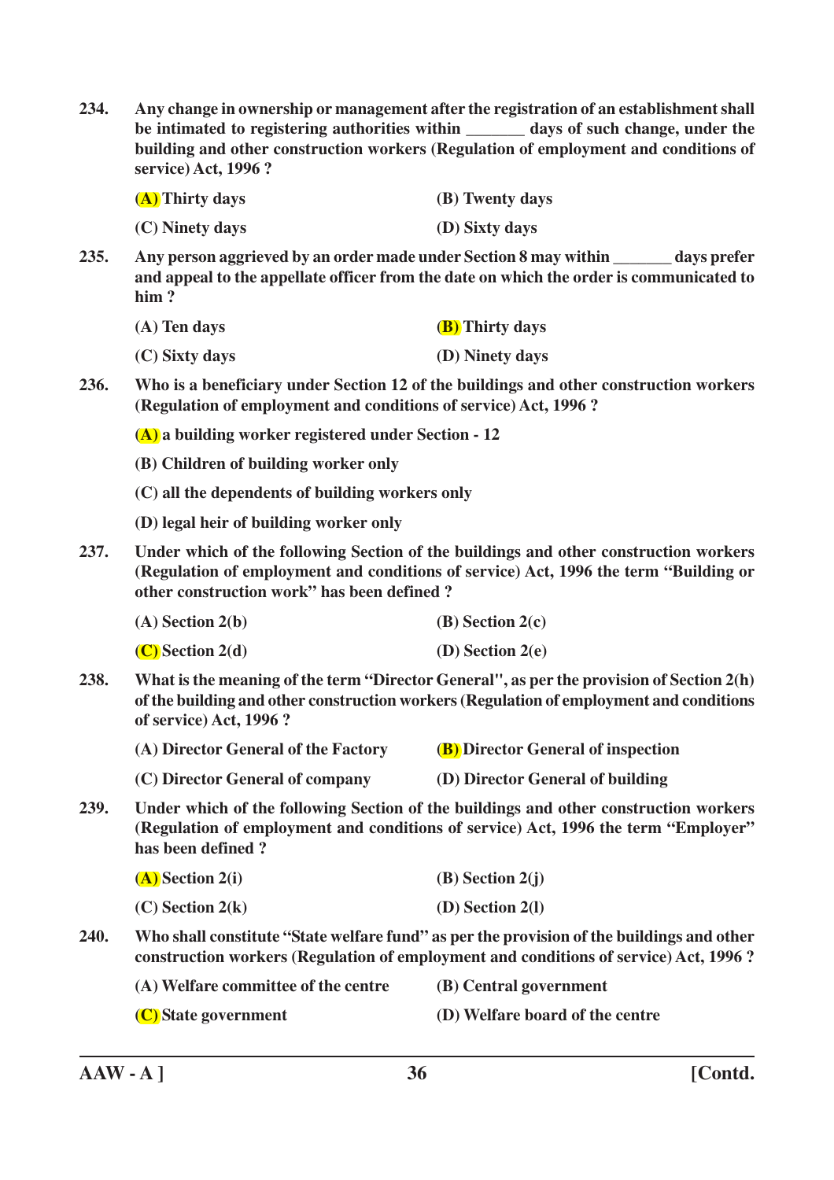**234.** **Any change in ownership or management after the registration of an establishment shall be intimated to registering authorities within _______ days of such change, under the building and other construction workers (Regulation of employment and conditions of service) Act, 1996 ?**

**(A) Thirty days** **(B) Twenty days**

**(C) Ninety days** **(D) Sixty days**

**235.** **Any person aggrieved by an order made under Section 8 may within _______ days prefer and appeal to the appellate officer from the date on which the order is communicated to him ?**

**(A) Ten days** **(B) Thirty days**

**(C) Sixty days** **(D) Ninety days**

**236.** **Who is a beneficiary under Section 12 of the buildings and other construction workers (Regulation of employment and conditions of service) Act, 1996 ?**

**(A) a building worker registered under Section - 12**

**(B) Children of building worker only**

**(C) all the dependents of building workers only**

**(D) legal heir of building worker only**

**237.** **Under which of the following Section of the buildings and other construction workers (Regulation of employment and conditions of service) Act, 1996 the term "Building or other construction work" has been defined ?**

**(A) Section 2(b)** **(B) Section 2(c)**

**(C) Section 2(d)** **(D) Section 2(e)**

**238.** **What is the meaning of the term "Director General", as per the provision of Section 2(h) of the building and other construction workers (Regulation of employment and conditions of service) Act, 1996 ?**

**(A) Director General of the Factory** **(B) Director General of inspection**

**(C) Director General of company** **(D) Director General of building**

**239.** **Under which of the following Section of the buildings and other construction workers (Regulation of employment and conditions of service) Act, 1996 the term "Employer" has been defined ?**

**(A) Section 2(i)** **(B) Section 2(j)**

**(C) Section 2(k)** **(D) Section 2(l)**

**240.** **Who shall constitute "State welfare fund" as per the provision of the buildings and other construction workers (Regulation of employment and conditions of service) Act, 1996 ?**

**(A) Welfare committee of the centre** **(B) Central government**

**(C) State government** **(D) Welfare board of the centre**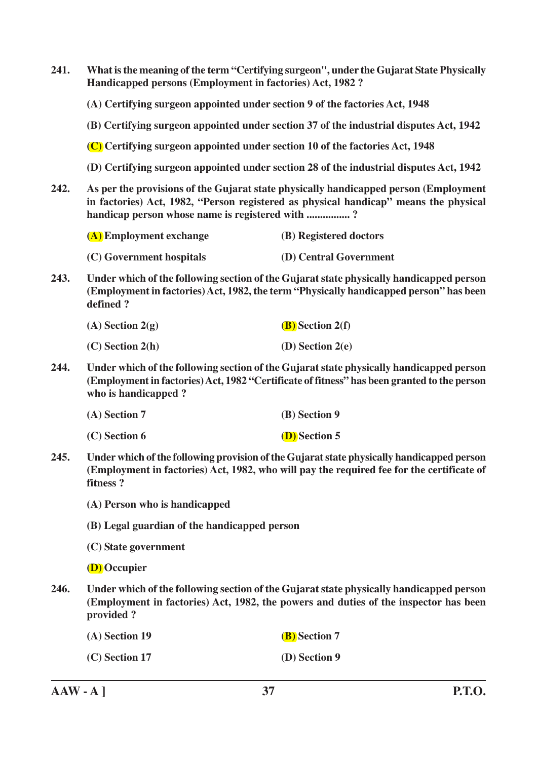**241. What is the meaning of the term "Certifying surgeon", under the Gujarat State Physically Handicapped persons (Employment in factories) Act, 1982 ?**

**(A) Certifying surgeon appointed under section 9 of the factories Act, 1948**

**(B) Certifying surgeon appointed under section 37 of the industrial disputes Act, 1942**

**(C) Certifying surgeon appointed under section 10 of the factories Act, 1948**

**(D) Certifying surgeon appointed under section 28 of the industrial disputes Act, 1942**

**242. As per the provisions of the Gujarat state physically handicapped person (Employment in factories) Act, 1982, "Person registered as physical handicap" means the physical handicap person whose name is registered with ................ ?**

**(A) Employment exchange** **(B) Registered doctors**

**(C) Government hospitals** **(D) Central Government**

**243. Under which of the following section of the Gujarat state physically handicapped person (Employment in factories) Act, 1982, the term "Physically handicapped person" has been defined ?**

**(A) Section 2(g)** **(B) Section 2(f)**

**(C) Section 2(h)** **(D) Section 2(e)**

**244. Under which of the following section of the Gujarat state physically handicapped person (Employment in factories) Act, 1982 "Certificate of fitness" has been granted to the person who is handicapped ?**

**(A) Section 7** **(B) Section 9**

**(C) Section 6** **(D) Section 5**

**245. Under which of the following provision of the Gujarat state physically handicapped person (Employment in factories) Act, 1982, who will pay the required fee for the certificate of fitness ?**

**(A) Person who is handicapped**

**(B) Legal guardian of the handicapped person**

**(C) State government**

**(D) Occupier**

**246. Under which of the following section of the Gujarat state physically handicapped person (Employment in factories) Act, 1982, the powers and duties of the inspector has been provided ?**

**(A) Section 19** **(B) Section 7**

**(C) Section 17** **(D) Section 9**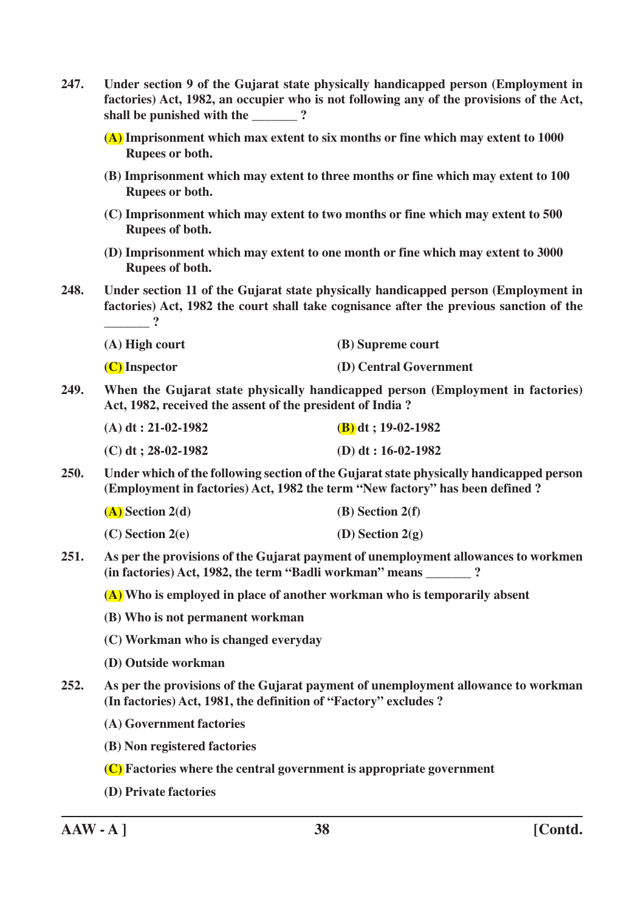**247. Under section 9 of the Gujarat state physically handicapped person (Employment in factories) Act, 1982, an occupier who is not following any of the provisions of the Act, shall be punished with the _______ ?**

**(A) Imprisonment which max extent to six months or fine which may extent to 1000 Rupees or both.**

**(B) Imprisonment which may extent to three months or fine which may extent to 100 Rupees or both.**

**(C) Imprisonment which may extent to two months or fine which may extent to 500 Rupees of both.**

**(D) Imprisonment which may extent to one month or fine which may extent to 3000 Rupees of both.**

**248. Under section 11 of the Gujarat state physically handicapped person (Employment in factories) Act, 1982 the court shall take cognisance after the previous sanction of the _______ ?**

**(A) High court** | **(B) Supreme court**

**(C) Inspector** | **(D) Central Government**

**249. When the Gujarat state physically handicapped person (Employment in factories) Act, 1982, received the assent of the president of India ?**

**(A) dt : 21-02-1982** | **(B) dt ; 19-02-1982**

**(C) dt ; 28-02-1982** | **(D) dt : 16-02-1982**

**250. Under which of the following section of the Gujarat state physically handicapped person (Employment in factories) Act, 1982 the term "New factory" has been defined ?**

**(A) Section 2(d)** | **(B) Section 2(f)**

**(C) Section 2(e)** | **(D) Section 2(g)**

**251. As per the provisions of the Gujarat payment of unemployment allowances to workmen (in factories) Act, 1982, the term "Badli workman" means _______ ?**

**(A) Who is employed in place of another workman who is temporarily absent**

**(B) Who is not permanent workman**

**(C) Workman who is changed everyday**

**(D) Outside workman**

**252. As per the provisions of the Gujarat payment of unemployment allowance to workman (In factories) Act, 1981, the definition of "Factory" excludes ?**

**(A) Government factories**

**(B) Non registered factories**

**(C) Factories where the central government is appropriate government**

**(D) Private factories**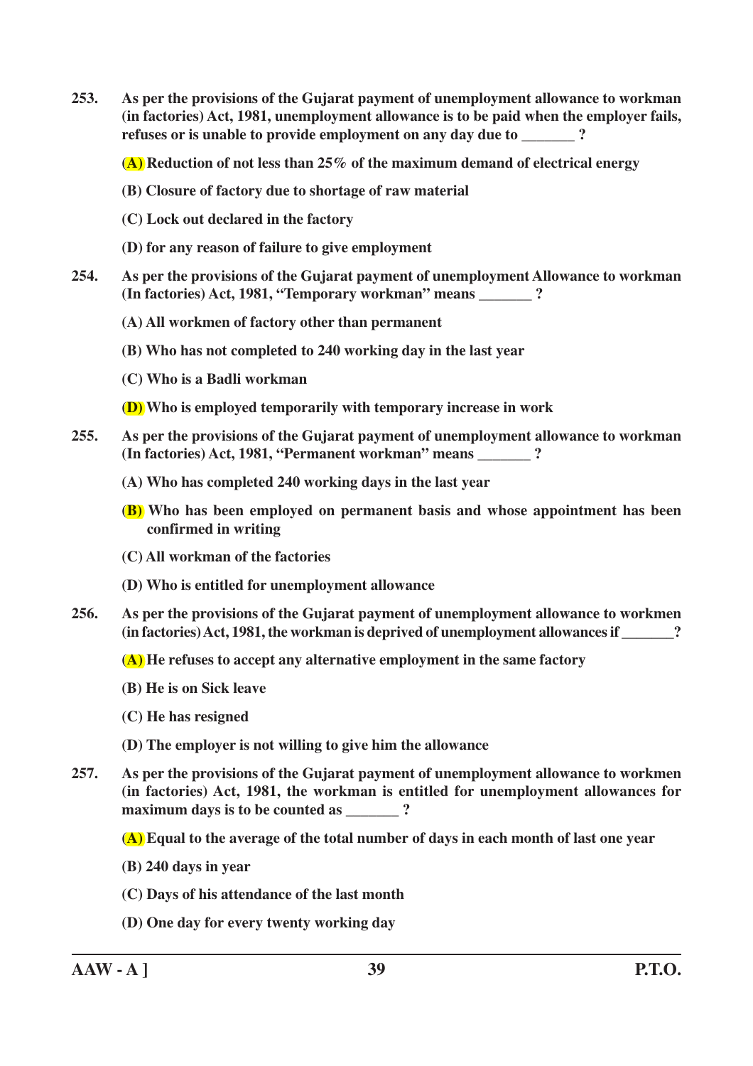**253. As per the provisions of the Gujarat payment of unemployment allowance to workman (in factories) Act, 1981, unemployment allowance is to be paid when the employer fails, refuses or is unable to provide employment on any day due to _______ ?**

**(A) Reduction of not less than 25% of the maximum demand of electrical energy**

**(B) Closure of factory due to shortage of raw material**

**(C) Lock out declared in the factory**

**(D) for any reason of failure to give employment**

**254. As per the provisions of the Gujarat payment of unemployment Allowance to workman (In factories) Act, 1981, "Temporary workman" means _______ ?**

**(A) All workmen of factory other than permanent**

**(B) Who has not completed to 240 working day in the last year**

**(C) Who is a Badli workman**

**(D) Who is employed temporarily with temporary increase in work**

**255. As per the provisions of the Gujarat payment of unemployment allowance to workman (In factories) Act, 1981, "Permanent workman" means _______ ?**

**(A) Who has completed 240 working days in the last year**

**(B) Who has been employed on permanent basis and whose appointment has been confirmed in writing**

**(C) All workman of the factories**

**(D) Who is entitled for unemployment allowance**

**256. As per the provisions of the Gujarat payment of unemployment allowance to workmen (in factories) Act, 1981, the workman is deprived of unemployment allowances if _______?**

**(A) He refuses to accept any alternative employment in the same factory**

**(B) He is on Sick leave**

**(C) He has resigned**

**(D) The employer is not willing to give him the allowance**

**257. As per the provisions of the Gujarat payment of unemployment allowance to workmen (in factories) Act, 1981, the workman is entitled for unemployment allowances for maximum days is to be counted as _______ ?**

**(A) Equal to the average of the total number of days in each month of last one year**

**(B) 240 days in year**

**(C) Days of his attendance of the last month**

**(D) One day for every twenty working day**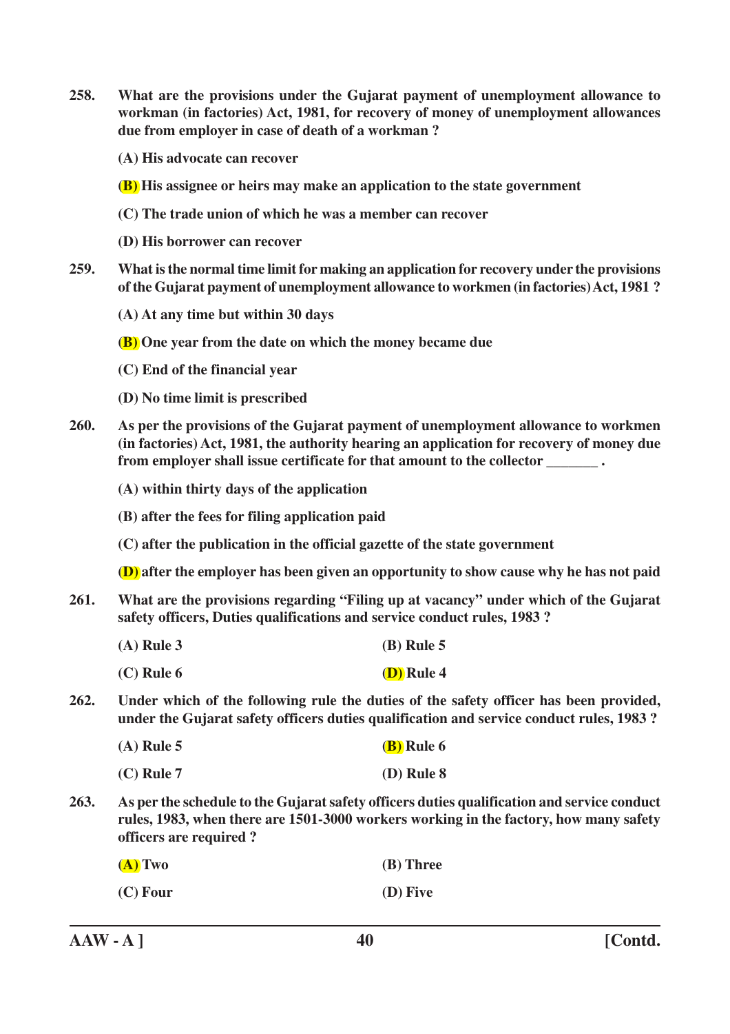**258. What are the provisions under the Gujarat payment of unemployment allowance to workman (in factories) Act, 1981, for recovery of money of unemployment allowances due from employer in case of death of a workman ?**

**(A) His advocate can recover**

**(B) His assignee or heirs may make an application to the state government**

**(C) The trade union of which he was a member can recover**

**(D) His borrower can recover**

**259. What is the normal time limit for making an application for recovery under the provisions of the Gujarat payment of unemployment allowance to workmen (in factories) Act, 1981 ?**

**(A) At any time but within 30 days**

**(B) One year from the date on which the money became due**

**(C) End of the financial year**

**(D) No time limit is prescribed**

**260. As per the provisions of the Gujarat payment of unemployment allowance to workmen (in factories) Act, 1981, the authority hearing an application for recovery of money due from employer shall issue certificate for that amount to the collector _______ .**

**(A) within thirty days of the application**

**(B) after the fees for filing application paid**

**(C) after the publication in the official gazette of the state government**

**(D) after the employer has been given an opportunity to show cause why he has not paid**

**261. What are the provisions regarding "Filing up at vacancy" under which of the Gujarat safety officers, Duties qualifications and service conduct rules, 1983 ?**

**(A) Rule 3** **(B) Rule 5**

**(C) Rule 6** **(D) Rule 4**

**262. Under which of the following rule the duties of the safety officer has been provided, under the Gujarat safety officers duties qualification and service conduct rules, 1983 ?**

**(A) Rule 5** **(B) Rule 6**

**(C) Rule 7** **(D) Rule 8**

**263. As per the schedule to the Gujarat safety officers duties qualification and service conduct rules, 1983, when there are 1501-3000 workers working in the factory, how many safety officers are required ?**

**(A) Two** **(B) Three**

**(C) Four** **(D) Five**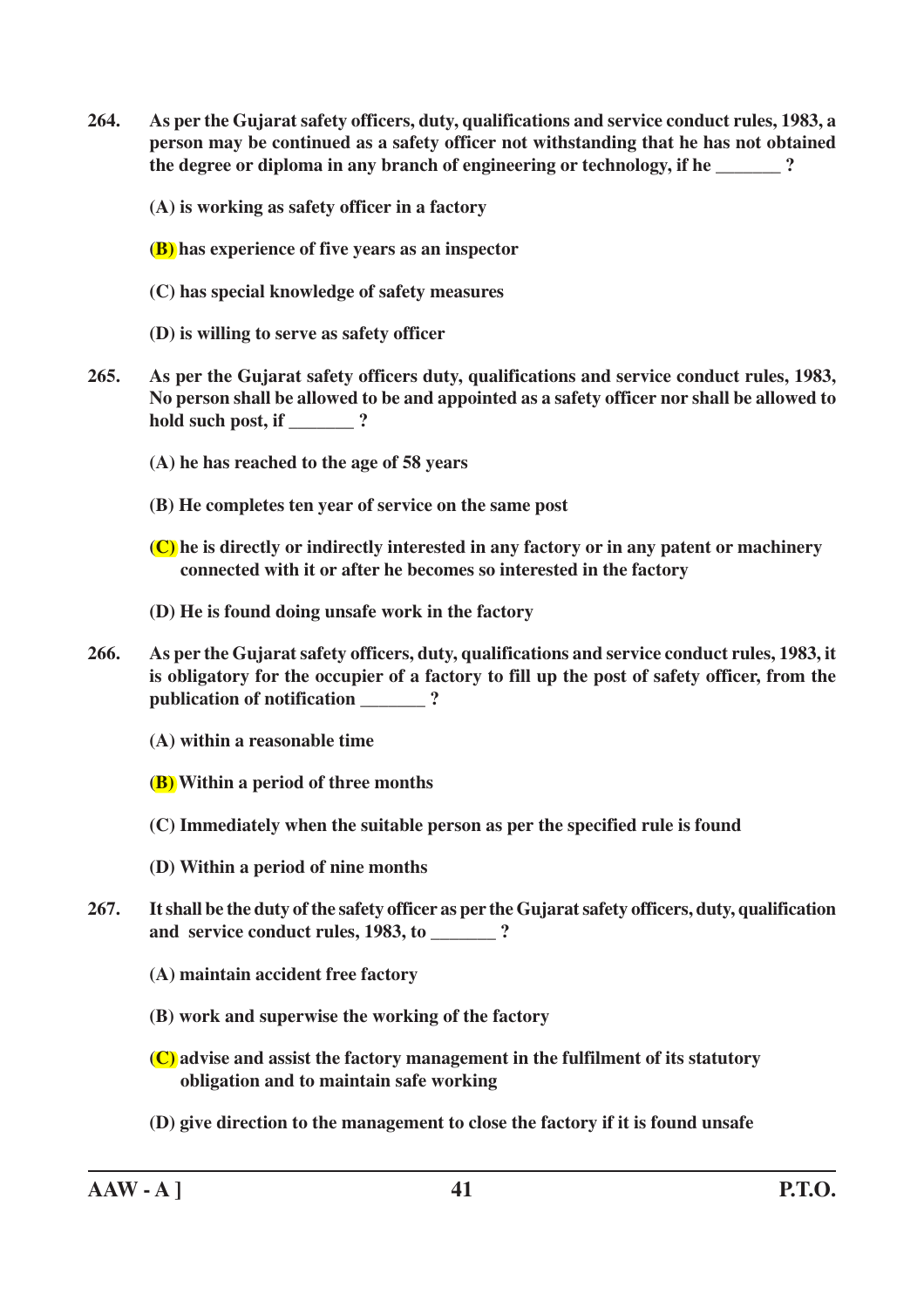**264. As per the Gujarat safety officers, duty, qualifications and service conduct rules, 1983, a person may be continued as a safety officer not withstanding that he has not obtained the degree or diploma in any branch of engineering or technology, if he _______ ?**

**(A) is working as safety officer in a factory**

**(B) has experience of five years as an inspector**

**(C) has special knowledge of safety measures**

**(D) is willing to serve as safety officer**

**265. As per the Gujarat safety officers duty, qualifications and service conduct rules, 1983, No person shall be allowed to be and appointed as a safety officer nor shall be allowed to hold such post, if _______ ?**

**(A) he has reached to the age of 58 years**

**(B) He completes ten year of service on the same post**

**(C) he is directly or indirectly interested in any factory or in any patent or machinery connected with it or after he becomes so interested in the factory**

**(D) He is found doing unsafe work in the factory**

**266. As per the Gujarat safety officers, duty, qualifications and service conduct rules, 1983, it is obligatory for the occupier of a factory to fill up the post of safety officer, from the publication of notification _______ ?**

**(A) within a reasonable time**

**(B) Within a period of three months**

**(C) Immediately when the suitable person as per the specified rule is found**

**(D) Within a period of nine months**

**267. It shall be the duty of the safety officer as per the Gujarat safety officers, duty, qualification and service conduct rules, 1983, to _______ ?**

**(A) maintain accident free factory**

**(B) work and superwise the working of the factory**

**(C) advise and assist the factory management in the fulfilment of its statutory obligation and to maintain safe working**

**(D) give direction to the management to close the factory if it is found unsafe**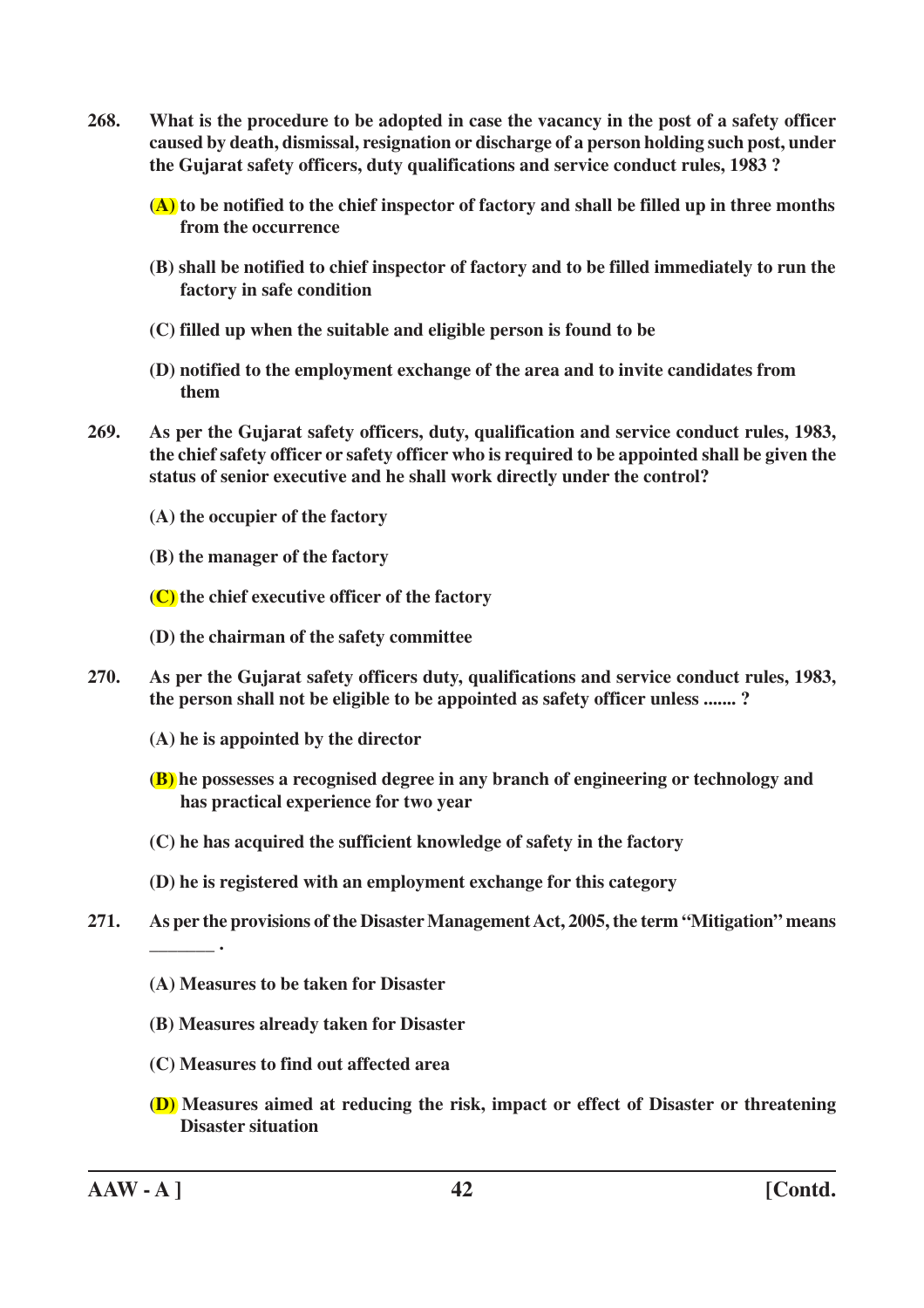**268.** **What is the procedure to be adopted in case the vacancy in the post of a safety officer caused by death, dismissal, resignation or discharge of a person holding such post, under the Gujarat safety officers, duty qualifications and service conduct rules, 1983 ?**

**(A) to be notified to the chief inspector of factory and shall be filled up in three months from the occurrence**

**(B) shall be notified to chief inspector of factory and to be filled immediately to run the factory in safe condition**

**(C) filled up when the suitable and eligible person is found to be**

**(D) notified to the employment exchange of the area and to invite candidates from them**

**269.** **As per the Gujarat safety officers, duty, qualification and service conduct rules, 1983, the chief safety officer or safety officer who is required to be appointed shall be given the status of senior executive and he shall work directly under the control?**

**(A) the occupier of the factory**

**(B) the manager of the factory**

**(C) the chief executive officer of the factory**

**(D) the chairman of the safety committee**

**270.** **As per the Gujarat safety officers duty, qualifications and service conduct rules, 1983, the person shall not be eligible to be appointed as safety officer unless ....... ?**

**(A) he is appointed by the director**

**(B) he possesses a recognised degree in any branch of engineering or technology and has practical experience for two year**

**(C) he has acquired the sufficient knowledge of safety in the factory**

**(D) he is registered with an employment exchange for this category**

**271.** **As per the provisions of the Disaster Management Act, 2005, the term "Mitigation" means _______ .**

**(A) Measures to be taken for Disaster**

**(B) Measures already taken for Disaster**

**(C) Measures to find out affected area**

**(D) Measures aimed at reducing the risk, impact or effect of Disaster or threatening Disaster situation**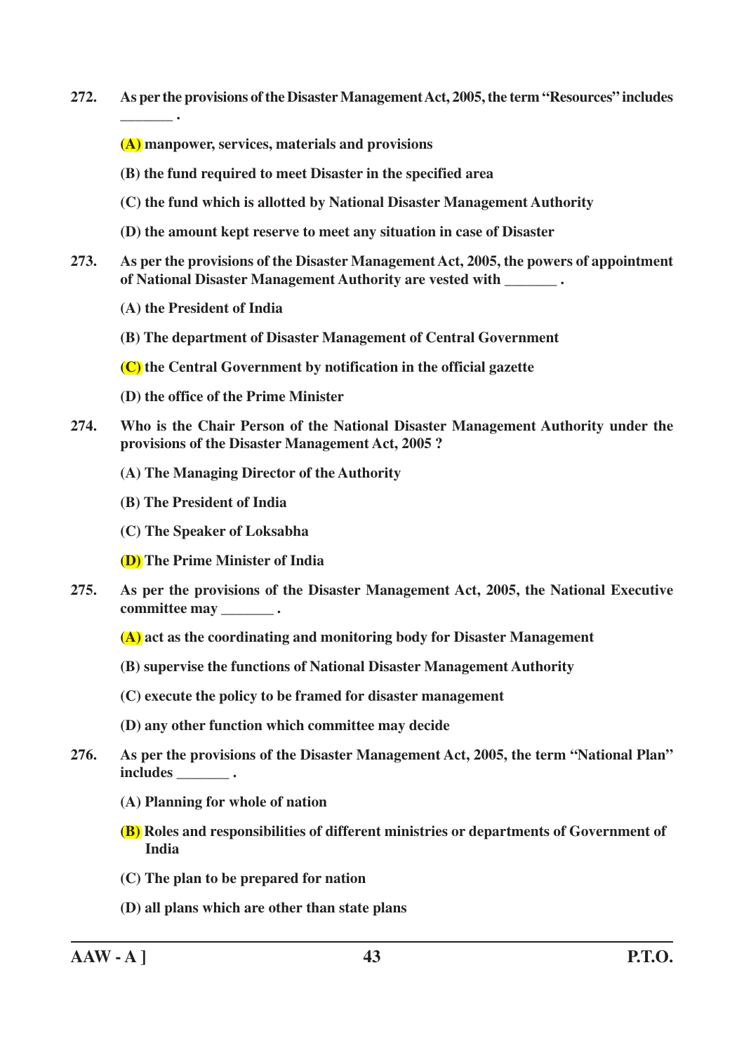**272. As per the provisions of the Disaster Management Act, 2005, the term "Resources" includes _______ .**

**(A) manpower, services, materials and provisions**

**(B) the fund required to meet Disaster in the specified area**

**(C) the fund which is allotted by National Disaster Management Authority**

**(D) the amount kept reserve to meet any situation in case of Disaster**

**273. As per the provisions of the Disaster Management Act, 2005, the powers of appointment of National Disaster Management Authority are vested with _______ .**

**(A) the President of India**

**(B) The department of Disaster Management of Central Government**

**(C) the Central Government by notification in the official gazette**

**(D) the office of the Prime Minister**

**274. Who is the Chair Person of the National Disaster Management Authority under the provisions of the Disaster Management Act, 2005 ?**

**(A) The Managing Director of the Authority**

**(B) The President of India**

**(C) The Speaker of Loksabha**

**(D) The Prime Minister of India**

**275. As per the provisions of the Disaster Management Act, 2005, the National Executive committee may _______ .**

**(A) act as the coordinating and monitoring body for Disaster Management**

**(B) supervise the functions of National Disaster Management Authority**

**(C) execute the policy to be framed for disaster management**

**(D) any other function which committee may decide**

**276. As per the provisions of the Disaster Management Act, 2005, the term "National Plan" includes _______ .**

**(A) Planning for whole of nation**

**(B) Roles and responsibilities of different ministries or departments of Government of India**

**(C) The plan to be prepared for nation**

**(D) all plans which are other than state plans**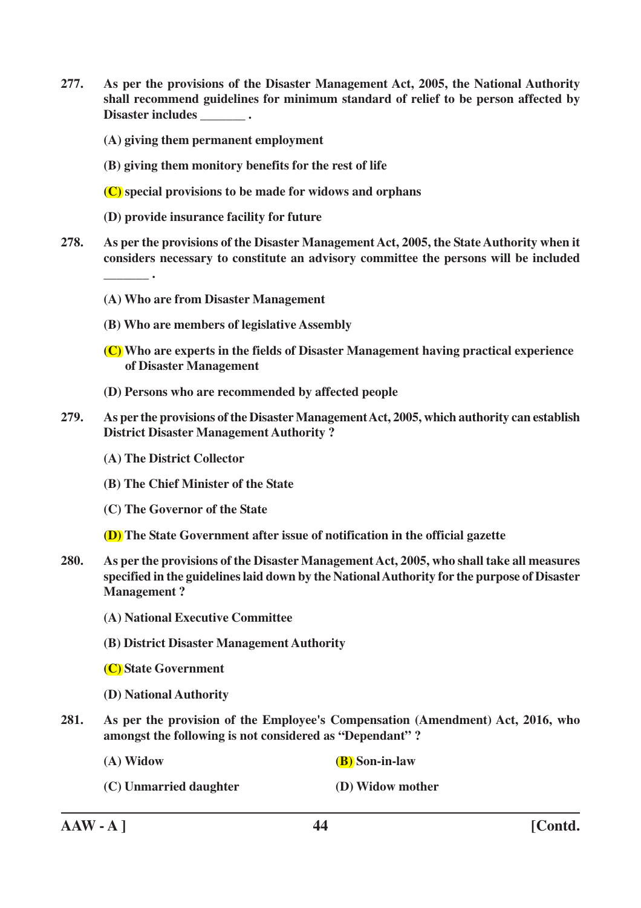**277. As per the provisions of the Disaster Management Act, 2005, the National Authority shall recommend guidelines for minimum standard of relief to be person affected by Disaster includes _______ .**

**(A) giving them permanent employment**

**(B) giving them monitory benefits for the rest of life**

**(C) special provisions to be made for widows and orphans**

**(D) provide insurance facility for future**

**278. As per the provisions of the Disaster Management Act, 2005, the State Authority when it considers necessary to constitute an advisory committee the persons will be included _______ .**

**(A) Who are from Disaster Management**

**(B) Who are members of legislative Assembly**

**(C) Who are experts in the fields of Disaster Management having practical experience of Disaster Management**

**(D) Persons who are recommended by affected people**

**279. As per the provisions of the Disaster Management Act, 2005, which authority can establish District Disaster Management Authority ?**

**(A) The District Collector**

**(B) The Chief Minister of the State**

**(C) The Governor of the State**

**(D) The State Government after issue of notification in the official gazette**

**280. As per the provisions of the Disaster Management Act, 2005, who shall take all measures specified in the guidelines laid down by the National Authority for the purpose of Disaster Management ?**

**(A) National Executive Committee**

**(B) District Disaster Management Authority**

**(C) State Government**

**(D) National Authority**

**281. As per the provision of the Employee's Compensation (Amendment) Act, 2016, who amongst the following is not considered as "Dependant" ?**

**(A) Widow** &emsp; **(B) Son-in-law**

**(C) Unmarried daughter** &emsp; **(D) Widow mother**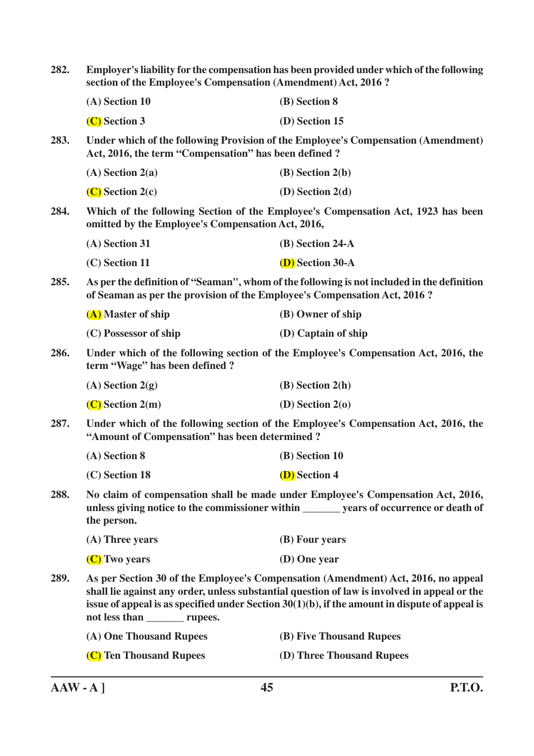**282. Employer's liability for the compensation has been provided under which of the following section of the Employee's Compensation (Amendment) Act, 2016 ?**

(A) Section 10 (B) Section 8

(C) Section 3 (D) Section 15

**283. Under which of the following Provision of the Employee's Compensation (Amendment) Act, 2016, the term "Compensation" has been defined ?**

(A) Section 2(a) (B) Section 2(b)

(C) Section 2(c) (D) Section 2(d)

**284. Which of the following Section of the Employee's Compensation Act, 1923 has been omitted by the Employee's Compensation Act, 2016,**

(A) Section 31 (B) Section 24-A

(C) Section 11 (D) Section 30-A

**285. As per the definition of "Seaman", whom of the following is not included in the definition of Seaman as per the provision of the Employee's Compensation Act, 2016 ?**

(A) Master of ship (B) Owner of ship

(C) Possessor of ship (D) Captain of ship

**286. Under which of the following section of the Employee's Compensation Act, 2016, the term "Wage" has been defined ?**

(A) Section 2(g) (B) Section 2(h)

(C) Section 2(m) (D) Section 2(o)

**287. Under which of the following section of the Employee's Compensation Act, 2016, the "Amount of Compensation" has been determined ?**

(A) Section 8 (B) Section 10

(C) Section 18 (D) Section 4

**288. No claim of compensation shall be made under Employee's Compensation Act, 2016, unless giving notice to the commissioner within _______ years of occurrence or death of the person.**

(A) Three years (B) Four years

(C) Two years (D) One year

**289. As per Section 30 of the Employee's Compensation (Amendment) Act, 2016, no appeal shall lie against any order, unless substantial question of law is involved in appeal or the issue of appeal is as specified under Section 30(1)(b), if the amount in dispute of appeal is not less than _______ rupees.**

(A) One Thousand Rupees (B) Five Thousand Rupees

(C) Ten Thousand Rupees (D) Three Thousand Rupees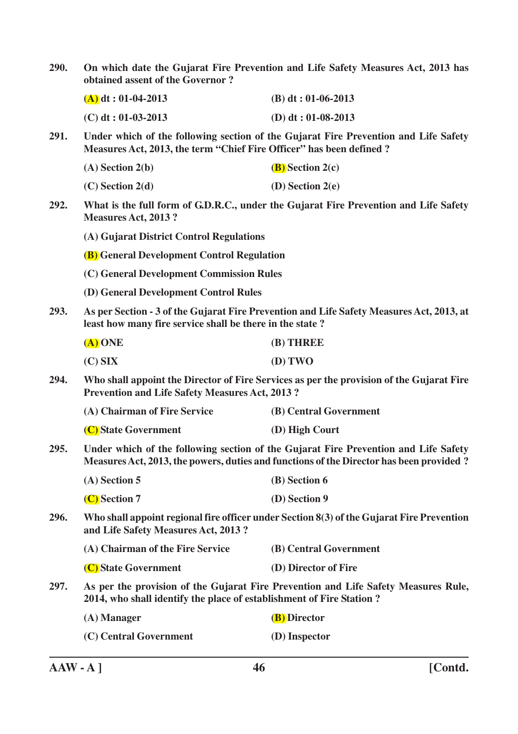**290. On which date the Gujarat Fire Prevention and Life Safety Measures Act, 2013 has obtained assent of the Governor ?**

**(A) dt : 01-04-2013** **(B) dt : 01-06-2013**

**(C) dt : 01-03-2013** **(D) dt : 01-08-2013**

**291. Under which of the following section of the Gujarat Fire Prevention and Life Safety Measures Act, 2013, the term "Chief Fire Officer" has been defined ?**

**(A) Section 2(b)** **(B) Section 2(c)**

**(C) Section 2(d)** **(D) Section 2(e)**

**292. What is the full form of G.D.R.C., under the Gujarat Fire Prevention and Life Safety Measures Act, 2013 ?**

**(A) Gujarat District Control Regulations**

**(B) General Development Control Regulation**

**(C) General Development Commission Rules**

**(D) General Development Control Rules**

**293. As per Section - 3 of the Gujarat Fire Prevention and Life Safety Measures Act, 2013, at least how many fire service shall be there in the state ?**

**(A) ONE** **(B) THREE**

**(C) SIX** **(D) TWO**

**294. Who shall appoint the Director of Fire Services as per the provision of the Gujarat Fire Prevention and Life Safety Measures Act, 2013 ?**

**(A) Chairman of Fire Service** **(B) Central Government**

**(C) State Government** **(D) High Court**

**295. Under which of the following section of the Gujarat Fire Prevention and Life Safety Measures Act, 2013, the powers, duties and functions of the Director has been provided ?**

**(A) Section 5** **(B) Section 6**

**(C) Section 7** **(D) Section 9**

**296. Who shall appoint regional fire officer under Section 8(3) of the Gujarat Fire Prevention and Life Safety Measures Act, 2013 ?**

**(A) Chairman of the Fire Service** **(B) Central Government**

**(C) State Government** **(D) Director of Fire**

**297. As per the provision of the Gujarat Fire Prevention and Life Safety Measures Rule, 2014, who shall identify the place of establishment of Fire Station ?**

**(A) Manager** **(B) Director**

**(C) Central Government** **(D) Inspector**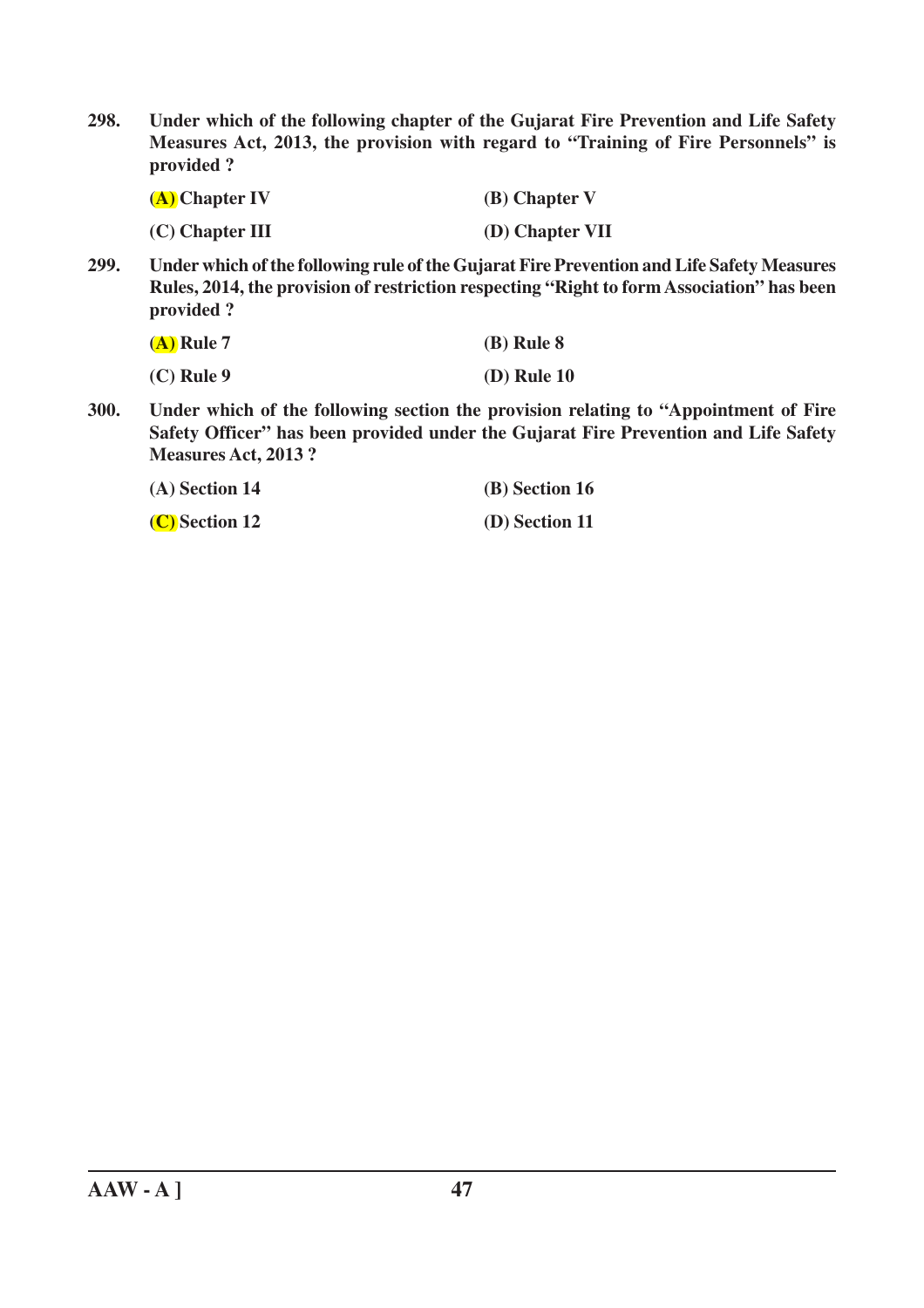**298.** **Under which of the following chapter of the Gujarat Fire Prevention and Life Safety Measures Act, 2013, the provision with regard to "Training of Fire Personnels" is provided ?**

**(A) Chapter IV** **(B) Chapter V**

**(C) Chapter III** **(D) Chapter VII**

**299.** **Under which of the following rule of the Gujarat Fire Prevention and Life Safety Measures Rules, 2014, the provision of restriction respecting "Right to form Association" has been provided ?**

**(A) Rule 7** **(B) Rule 8**

**(C) Rule 9** **(D) Rule 10**

**300.** **Under which of the following section the provision relating to "Appointment of Fire Safety Officer" has been provided under the Gujarat Fire Prevention and Life Safety Measures Act, 2013 ?**

**(A) Section 14** **(B) Section 16**

**(C) Section 12** **(D) Section 11**

**AAW - A ]**